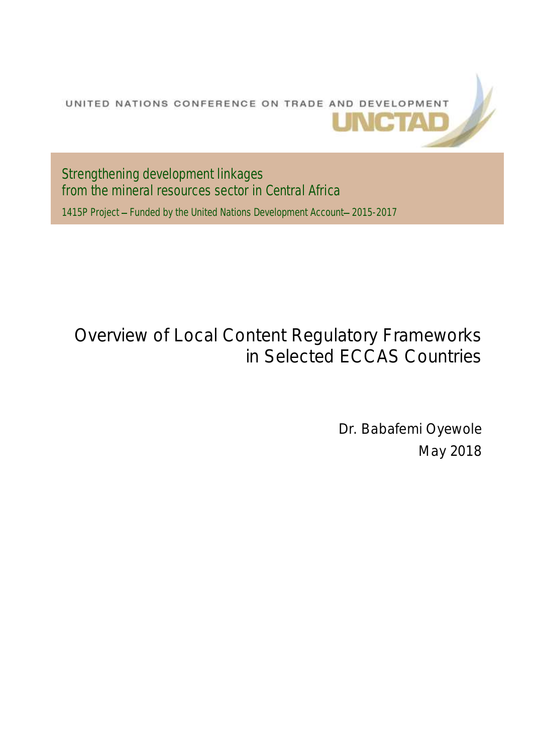UNITED NATIONS CONFERENCE ON TRADE AND DEVELOPMENT

UNCTAD

Strengthening development linkages
from the mineral resources sector in Central Africa

1415P Project – Funded by the United Nations Development Account – 2015-2017

# Overview of Local Content Regulatory Frameworks in Selected ECCAS Countries

Dr. Babafemi Oyewole

May 2018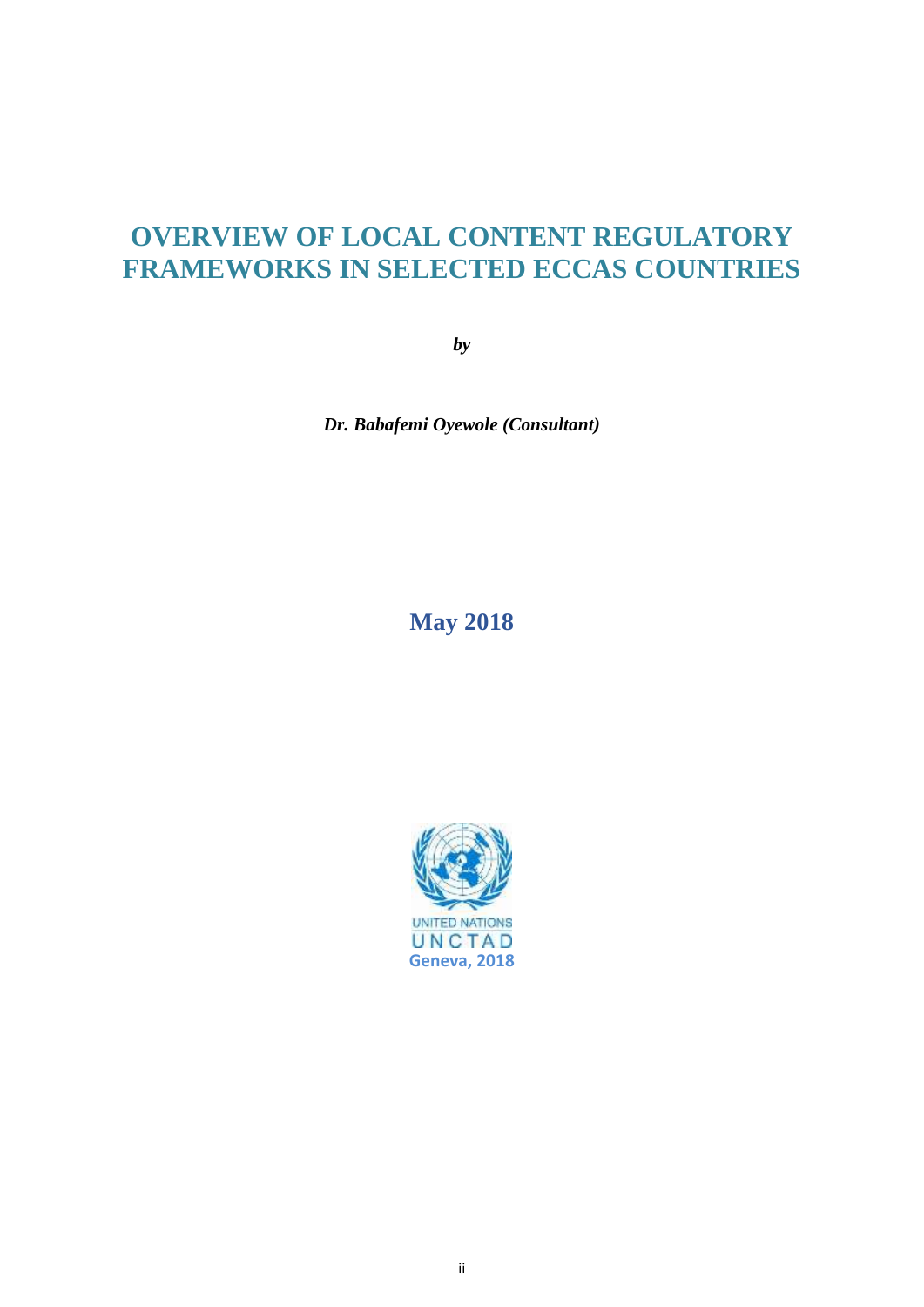# OVERVIEW OF LOCAL CONTENT REGULATORY FRAMEWORKS IN SELECTED ECCAS COUNTRIES

*by*

***Dr. Babafemi Oyewole (Consultant)***

**May 2018**

UNITED NATIONS
UNCTAD
**Geneva, 2018**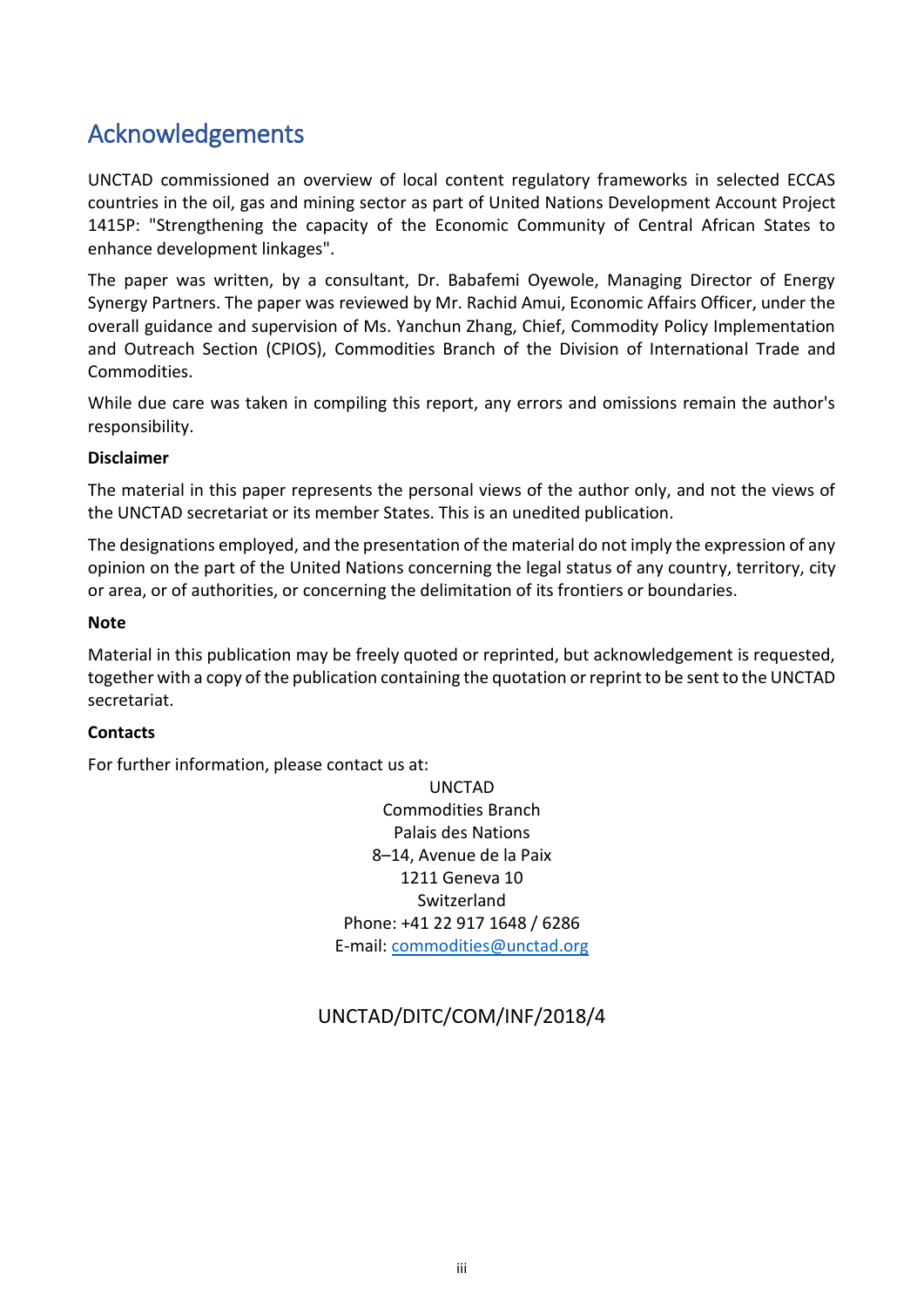# Acknowledgements

UNCTAD commissioned an overview of local content regulatory frameworks in selected ECCAS countries in the oil, gas and mining sector as part of United Nations Development Account Project 1415P: "Strengthening the capacity of the Economic Community of Central African States to enhance development linkages".

The paper was written, by a consultant, Dr. Babafemi Oyewole, Managing Director of Energy Synergy Partners. The paper was reviewed by Mr. Rachid Amui, Economic Affairs Officer, under the overall guidance and supervision of Ms. Yanchun Zhang, Chief, Commodity Policy Implementation and Outreach Section (CPIOS), Commodities Branch of the Division of International Trade and Commodities.

While due care was taken in compiling this report, any errors and omissions remain the author's responsibility.

**Disclaimer**

The material in this paper represents the personal views of the author only, and not the views of the UNCTAD secretariat or its member States. This is an unedited publication.

The designations employed, and the presentation of the material do not imply the expression of any opinion on the part of the United Nations concerning the legal status of any country, territory, city or area, or of authorities, or concerning the delimitation of its frontiers or boundaries.

**Note**

Material in this publication may be freely quoted or reprinted, but acknowledgement is requested, together with a copy of the publication containing the quotation or reprint to be sent to the UNCTAD secretariat.

**Contacts**

For further information, please contact us at:

UNCTAD
Commodities Branch
Palais des Nations
8–14, Avenue de la Paix
1211 Geneva 10
Switzerland
Phone: +41 22 917 1648 / 6286
E-mail: commodities@unctad.org

UNCTAD/DITC/COM/INF/2018/4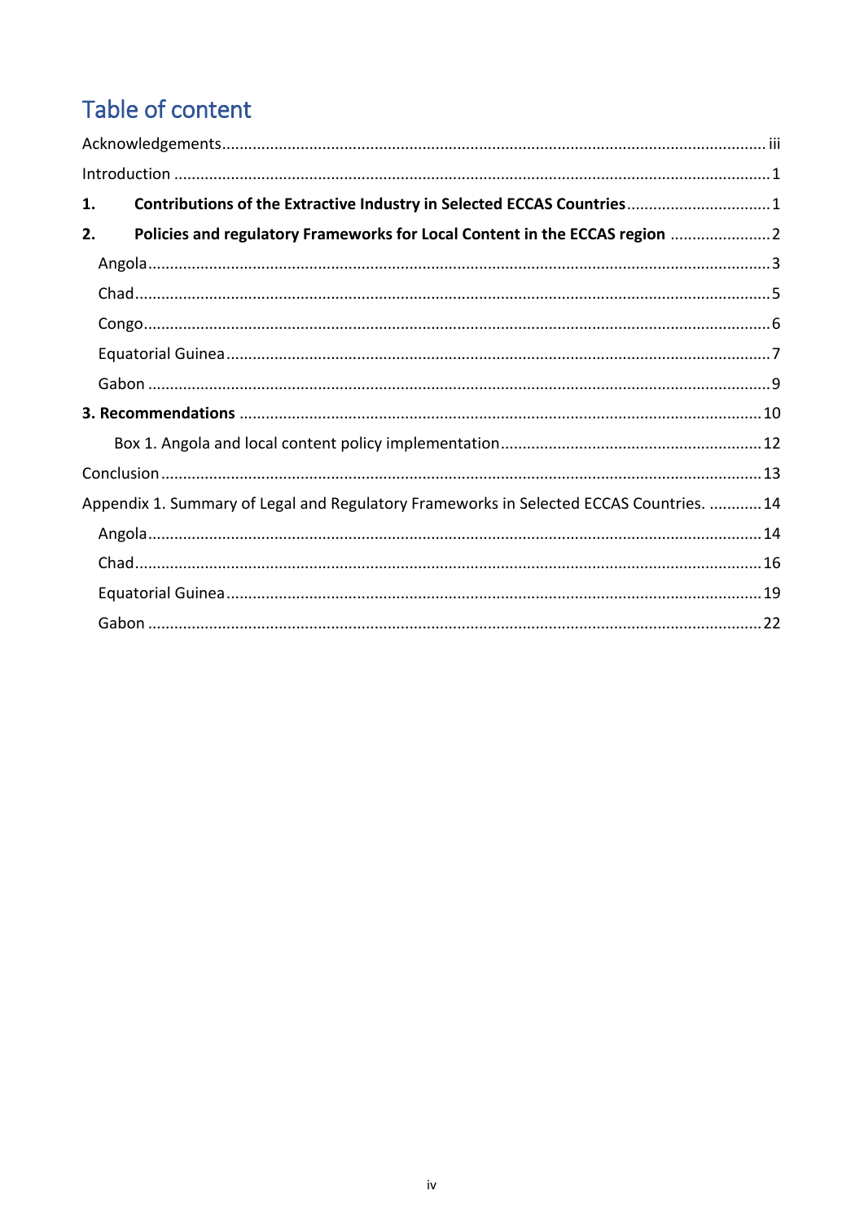# Table of content

Acknowledgements ........................................................................ iii

Introduction ........................................................................ 1

**1. Contributions of the Extractive Industry in Selected ECCAS Countries** ........................ 1

**2. Policies and regulatory Frameworks for Local Content in the ECCAS region** ........................ 2

- Angola ........................................................................ 3
- Chad ........................................................................ 5
- Congo ........................................................................ 6
- Equatorial Guinea ........................................................................ 7
- Gabon ........................................................................ 9

**3. Recommendations** ........................................................................ 10

- Box 1. Angola and local content policy implementation ........................ 12

Conclusion ........................................................................ 13

Appendix 1. Summary of Legal and Regulatory Frameworks in Selected ECCAS Countries. ............ 14

- Angola ........................................................................ 14
- Chad ........................................................................ 16
- Equatorial Guinea ........................................................................ 19
- Gabon ........................................................................ 22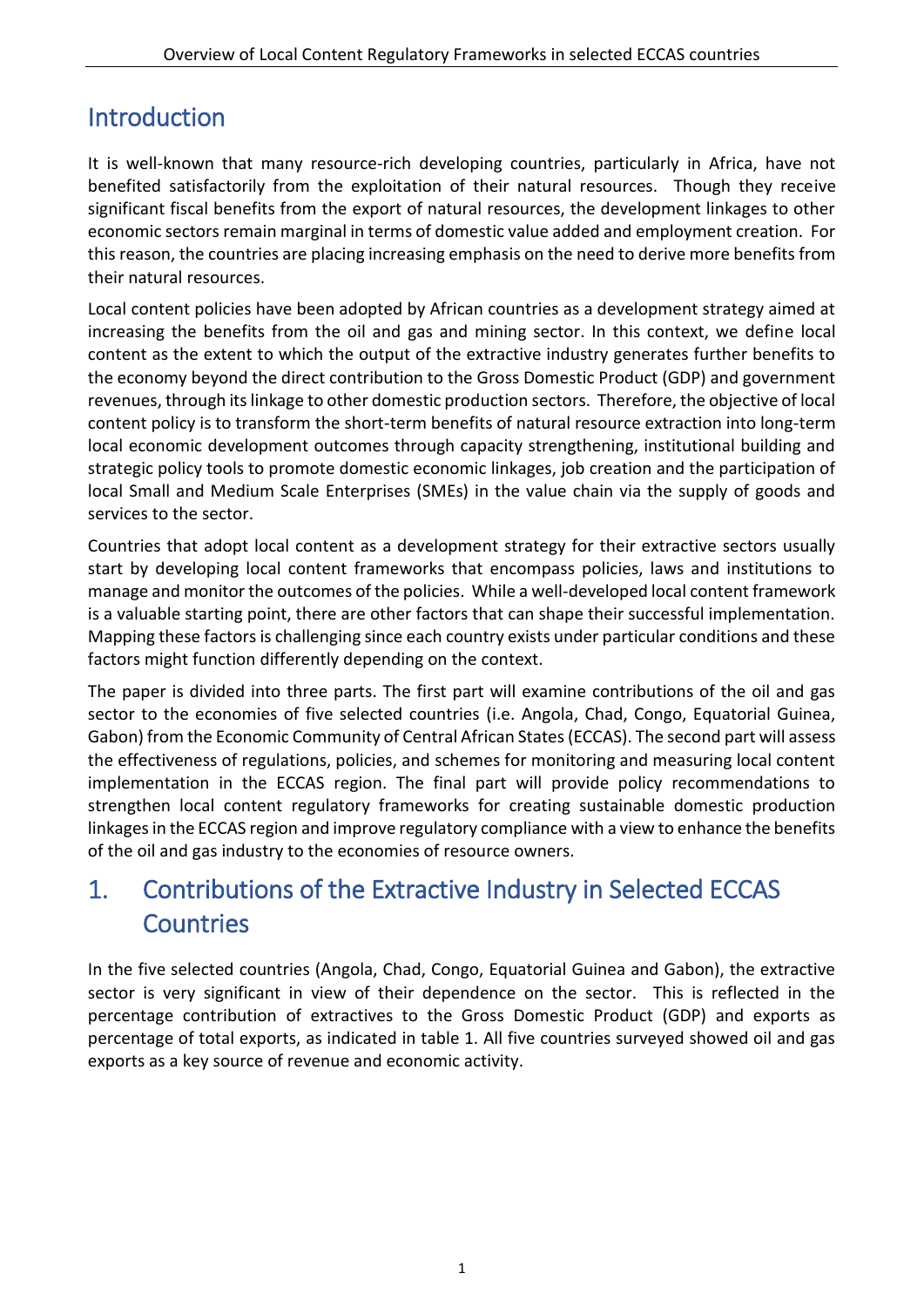# Introduction

It is well-known that many resource-rich developing countries, particularly in Africa, have not benefited satisfactorily from the exploitation of their natural resources. Though they receive significant fiscal benefits from the export of natural resources, the development linkages to other economic sectors remain marginal in terms of domestic value added and employment creation. For this reason, the countries are placing increasing emphasis on the need to derive more benefits from their natural resources.

Local content policies have been adopted by African countries as a development strategy aimed at increasing the benefits from the oil and gas and mining sector. In this context, we define local content as the extent to which the output of the extractive industry generates further benefits to the economy beyond the direct contribution to the Gross Domestic Product (GDP) and government revenues, through its linkage to other domestic production sectors. Therefore, the objective of local content policy is to transform the short-term benefits of natural resource extraction into long-term local economic development outcomes through capacity strengthening, institutional building and strategic policy tools to promote domestic economic linkages, job creation and the participation of local Small and Medium Scale Enterprises (SMEs) in the value chain via the supply of goods and services to the sector.

Countries that adopt local content as a development strategy for their extractive sectors usually start by developing local content frameworks that encompass policies, laws and institutions to manage and monitor the outcomes of the policies. While a well-developed local content framework is a valuable starting point, there are other factors that can shape their successful implementation. Mapping these factors is challenging since each country exists under particular conditions and these factors might function differently depending on the context.

The paper is divided into three parts. The first part will examine contributions of the oil and gas sector to the economies of five selected countries (i.e. Angola, Chad, Congo, Equatorial Guinea, Gabon) from the Economic Community of Central African States (ECCAS). The second part will assess the effectiveness of regulations, policies, and schemes for monitoring and measuring local content implementation in the ECCAS region. The final part will provide policy recommendations to strengthen local content regulatory frameworks for creating sustainable domestic production linkages in the ECCAS region and improve regulatory compliance with a view to enhance the benefits of the oil and gas industry to the economies of resource owners.

# 1. Contributions of the Extractive Industry in Selected ECCAS Countries

In the five selected countries (Angola, Chad, Congo, Equatorial Guinea and Gabon), the extractive sector is very significant in view of their dependence on the sector. This is reflected in the percentage contribution of extractives to the Gross Domestic Product (GDP) and exports as percentage of total exports, as indicated in table 1. All five countries surveyed showed oil and gas exports as a key source of revenue and economic activity.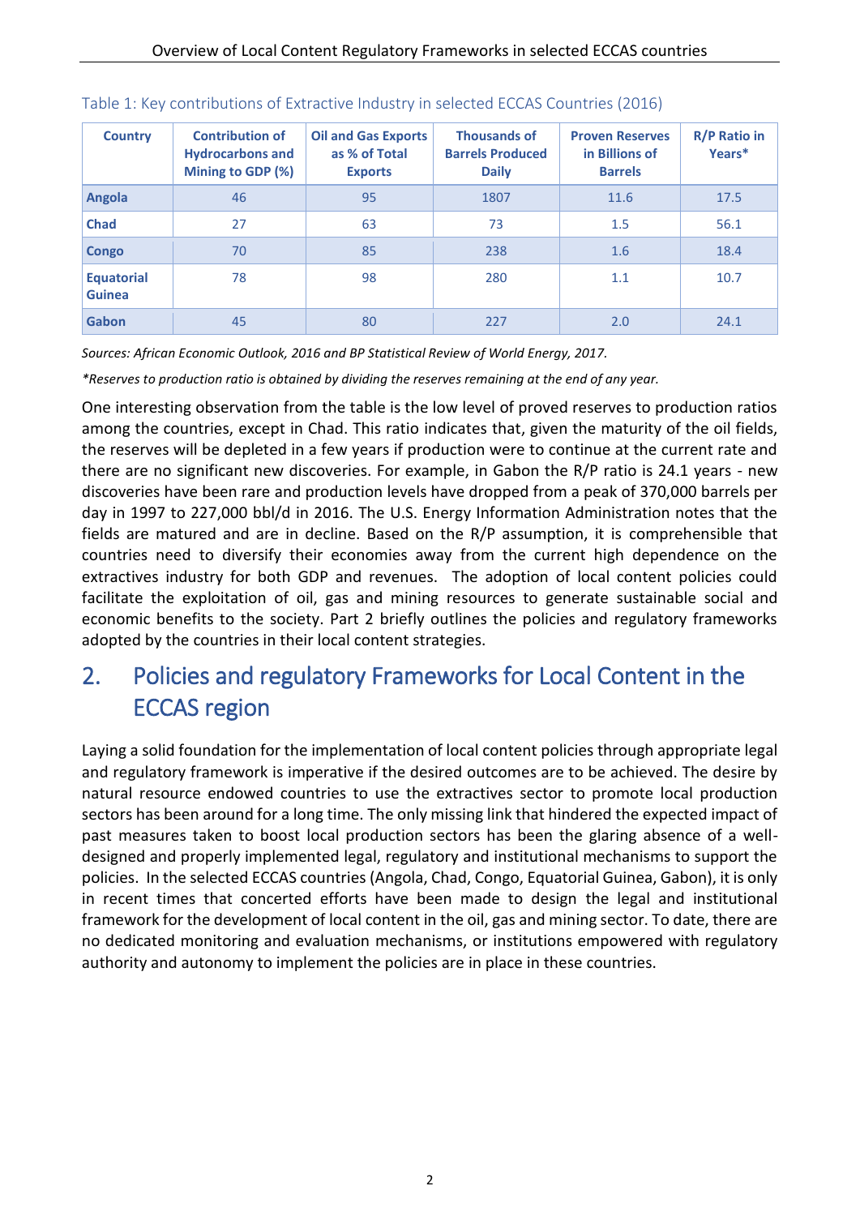Table 1: Key contributions of Extractive Industry in selected ECCAS Countries (2016)

| Country | Contribution of Hydrocarbons and Mining to GDP (%) | Oil and Gas Exports as % of Total Exports | Thousands of Barrels Produced Daily | Proven Reserves in Billions of Barrels | R/P Ratio in Years* |
|---|---|---|---|---|---|
| **Angola** | 46 | 95 | 1807 | 11.6 | 17.5 |
| **Chad** | 27 | 63 | 73 | 1.5 | 56.1 |
| **Congo** | 70 | 85 | 238 | 1.6 | 18.4 |
| **Equatorial Guinea** | 78 | 98 | 280 | 1.1 | 10.7 |
| **Gabon** | 45 | 80 | 227 | 2.0 | 24.1 |

*Sources: African Economic Outlook, 2016 and BP Statistical Review of World Energy, 2017.*

*\*Reserves to production ratio is obtained by dividing the reserves remaining at the end of any year.*

One interesting observation from the table is the low level of proved reserves to production ratios among the countries, except in Chad. This ratio indicates that, given the maturity of the oil fields, the reserves will be depleted in a few years if production were to continue at the current rate and there are no significant new discoveries. For example, in Gabon the R/P ratio is 24.1 years - new discoveries have been rare and production levels have dropped from a peak of 370,000 barrels per day in 1997 to 227,000 bbl/d in 2016. The U.S. Energy Information Administration notes that the fields are matured and are in decline. Based on the R/P assumption, it is comprehensible that countries need to diversify their economies away from the current high dependence on the extractives industry for both GDP and revenues. The adoption of local content policies could facilitate the exploitation of oil, gas and mining resources to generate sustainable social and economic benefits to the society. Part 2 briefly outlines the policies and regulatory frameworks adopted by the countries in their local content strategies.

# 2. Policies and regulatory Frameworks for Local Content in the ECCAS region

Laying a solid foundation for the implementation of local content policies through appropriate legal and regulatory framework is imperative if the desired outcomes are to be achieved. The desire by natural resource endowed countries to use the extractives sector to promote local production sectors has been around for a long time. The only missing link that hindered the expected impact of past measures taken to boost local production sectors has been the glaring absence of a well-designed and properly implemented legal, regulatory and institutional mechanisms to support the policies. In the selected ECCAS countries (Angola, Chad, Congo, Equatorial Guinea, Gabon), it is only in recent times that concerted efforts have been made to design the legal and institutional framework for the development of local content in the oil, gas and mining sector. To date, there are no dedicated monitoring and evaluation mechanisms, or institutions empowered with regulatory authority and autonomy to implement the policies are in place in these countries.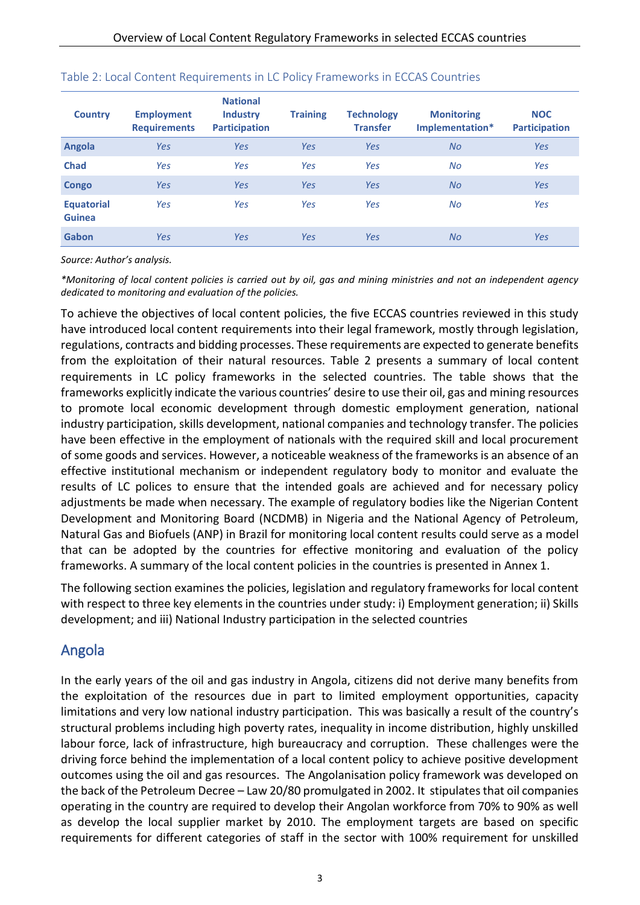Table 2: Local Content Requirements in LC Policy Frameworks in ECCAS Countries

| Country | Employment Requirements | National Industry Participation | Training | Technology Transfer | Monitoring Implementation* | NOC Participation |
|---|---|---|---|---|---|---|
| **Angola** | *Yes* | *Yes* | *Yes* | *Yes* | *No* | *Yes* |
| **Chad** | *Yes* | *Yes* | *Yes* | *Yes* | *No* | *Yes* |
| **Congo** | *Yes* | *Yes* | *Yes* | *Yes* | *No* | *Yes* |
| **Equatorial Guinea** | *Yes* | *Yes* | *Yes* | *Yes* | *No* | *Yes* |
| **Gabon** | *Yes* | *Yes* | *Yes* | *Yes* | *No* | *Yes* |

*Source: Author's analysis.*

*\*Monitoring of local content policies is carried out by oil, gas and mining ministries and not an independent agency dedicated to monitoring and evaluation of the policies.*

To achieve the objectives of local content policies, the five ECCAS countries reviewed in this study have introduced local content requirements into their legal framework, mostly through legislation, regulations, contracts and bidding processes. These requirements are expected to generate benefits from the exploitation of their natural resources. Table 2 presents a summary of local content requirements in LC policy frameworks in the selected countries. The table shows that the frameworks explicitly indicate the various countries' desire to use their oil, gas and mining resources to promote local economic development through domestic employment generation, national industry participation, skills development, national companies and technology transfer. The policies have been effective in the employment of nationals with the required skill and local procurement of some goods and services. However, a noticeable weakness of the frameworks is an absence of an effective institutional mechanism or independent regulatory body to monitor and evaluate the results of LC polices to ensure that the intended goals are achieved and for necessary policy adjustments be made when necessary. The example of regulatory bodies like the Nigerian Content Development and Monitoring Board (NCDMB) in Nigeria and the National Agency of Petroleum, Natural Gas and Biofuels (ANP) in Brazil for monitoring local content results could serve as a model that can be adopted by the countries for effective monitoring and evaluation of the policy frameworks. A summary of the local content policies in the countries is presented in Annex 1.

The following section examines the policies, legislation and regulatory frameworks for local content with respect to three key elements in the countries under study: i) Employment generation; ii) Skills development; and iii) National Industry participation in the selected countries

## Angola

In the early years of the oil and gas industry in Angola, citizens did not derive many benefits from the exploitation of the resources due in part to limited employment opportunities, capacity limitations and very low national industry participation. This was basically a result of the country's structural problems including high poverty rates, inequality in income distribution, highly unskilled labour force, lack of infrastructure, high bureaucracy and corruption. These challenges were the driving force behind the implementation of a local content policy to achieve positive development outcomes using the oil and gas resources. The Angolanisation policy framework was developed on the back of the Petroleum Decree – Law 20/80 promulgated in 2002. It stipulates that oil companies operating in the country are required to develop their Angolan workforce from 70% to 90% as well as develop the local supplier market by 2010. The employment targets are based on specific requirements for different categories of staff in the sector with 100% requirement for unskilled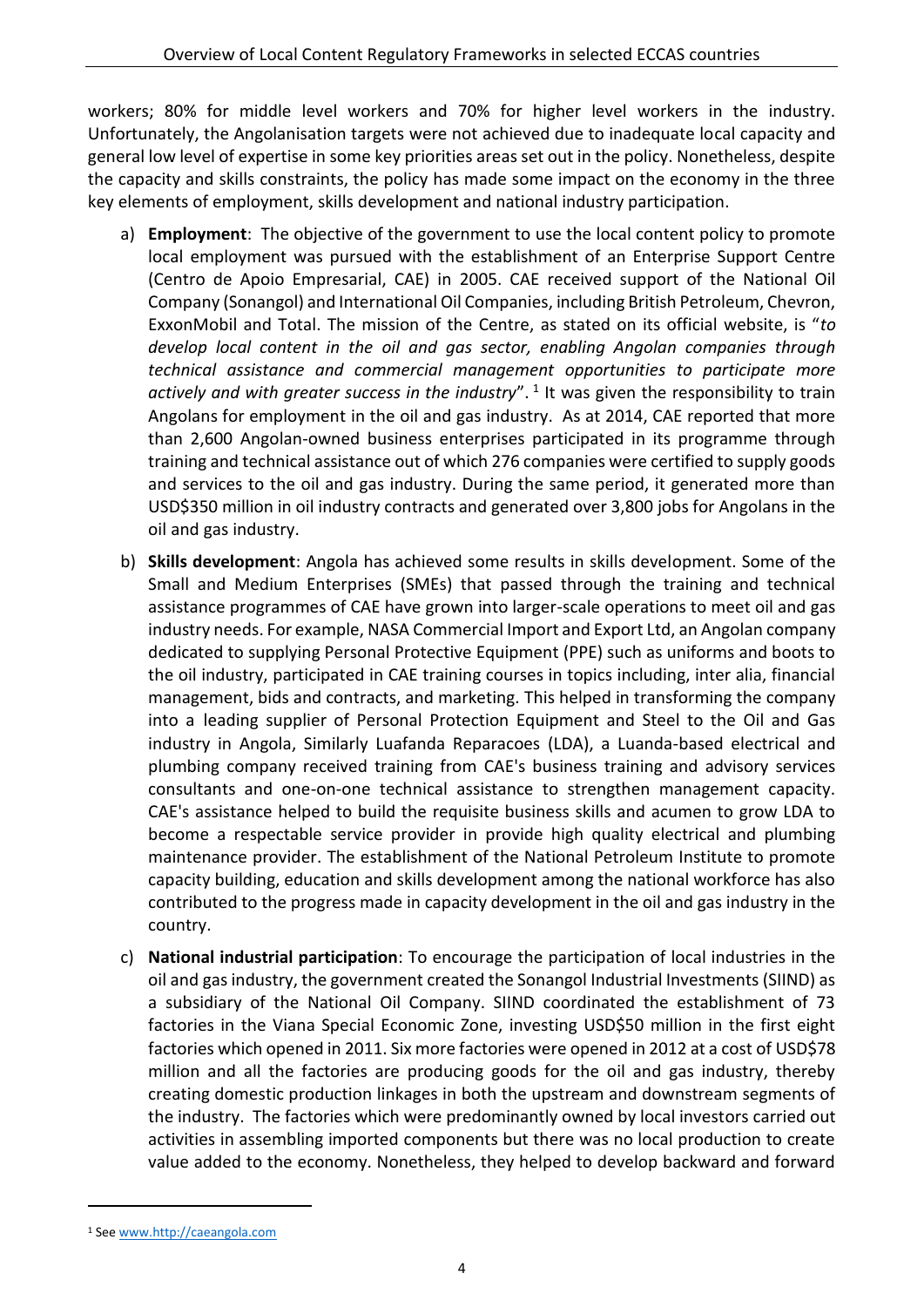workers; 80% for middle level workers and 70% for higher level workers in the industry. Unfortunately, the Angolanisation targets were not achieved due to inadequate local capacity and general low level of expertise in some key priorities areas set out in the policy. Nonetheless, despite the capacity and skills constraints, the policy has made some impact on the economy in the three key elements of employment, skills development and national industry participation.

a) **Employment**: The objective of the government to use the local content policy to promote local employment was pursued with the establishment of an Enterprise Support Centre (Centro de Apoio Empresarial, CAE) in 2005. CAE received support of the National Oil Company (Sonangol) and International Oil Companies, including British Petroleum, Chevron, ExxonMobil and Total. The mission of the Centre, as stated on its official website, is "*to develop local content in the oil and gas sector, enabling Angolan companies through technical assistance and commercial management opportunities to participate more actively and with greater success in the industry*". [1] It was given the responsibility to train Angolans for employment in the oil and gas industry. As at 2014, CAE reported that more than 2,600 Angolan-owned business enterprises participated in its programme through training and technical assistance out of which 276 companies were certified to supply goods and services to the oil and gas industry. During the same period, it generated more than USD$350 million in oil industry contracts and generated over 3,800 jobs for Angolans in the oil and gas industry.

b) **Skills development**: Angola has achieved some results in skills development. Some of the Small and Medium Enterprises (SMEs) that passed through the training and technical assistance programmes of CAE have grown into larger-scale operations to meet oil and gas industry needs. For example, NASA Commercial Import and Export Ltd, an Angolan company dedicated to supplying Personal Protective Equipment (PPE) such as uniforms and boots to the oil industry, participated in CAE training courses in topics including, inter alia, financial management, bids and contracts, and marketing. This helped in transforming the company into a leading supplier of Personal Protection Equipment and Steel to the Oil and Gas industry in Angola, Similarly Luafanda Reparacoes (LDA), a Luanda-based electrical and plumbing company received training from CAE's business training and advisory services consultants and one-on-one technical assistance to strengthen management capacity. CAE's assistance helped to build the requisite business skills and acumen to grow LDA to become a respectable service provider in provide high quality electrical and plumbing maintenance provider. The establishment of the National Petroleum Institute to promote capacity building, education and skills development among the national workforce has also contributed to the progress made in capacity development in the oil and gas industry in the country.

c) **National industrial participation**: To encourage the participation of local industries in the oil and gas industry, the government created the Sonangol Industrial Investments (SIIND) as a subsidiary of the National Oil Company. SIIND coordinated the establishment of 73 factories in the Viana Special Economic Zone, investing USD$50 million in the first eight factories which opened in 2011. Six more factories were opened in 2012 at a cost of USD$78 million and all the factories are producing goods for the oil and gas industry, thereby creating domestic production linkages in both the upstream and downstream segments of the industry. The factories which were predominantly owned by local investors carried out activities in assembling imported components but there was no local production to create value added to the economy. Nonetheless, they helped to develop backward and forward

[1] See www.http://caeangola.com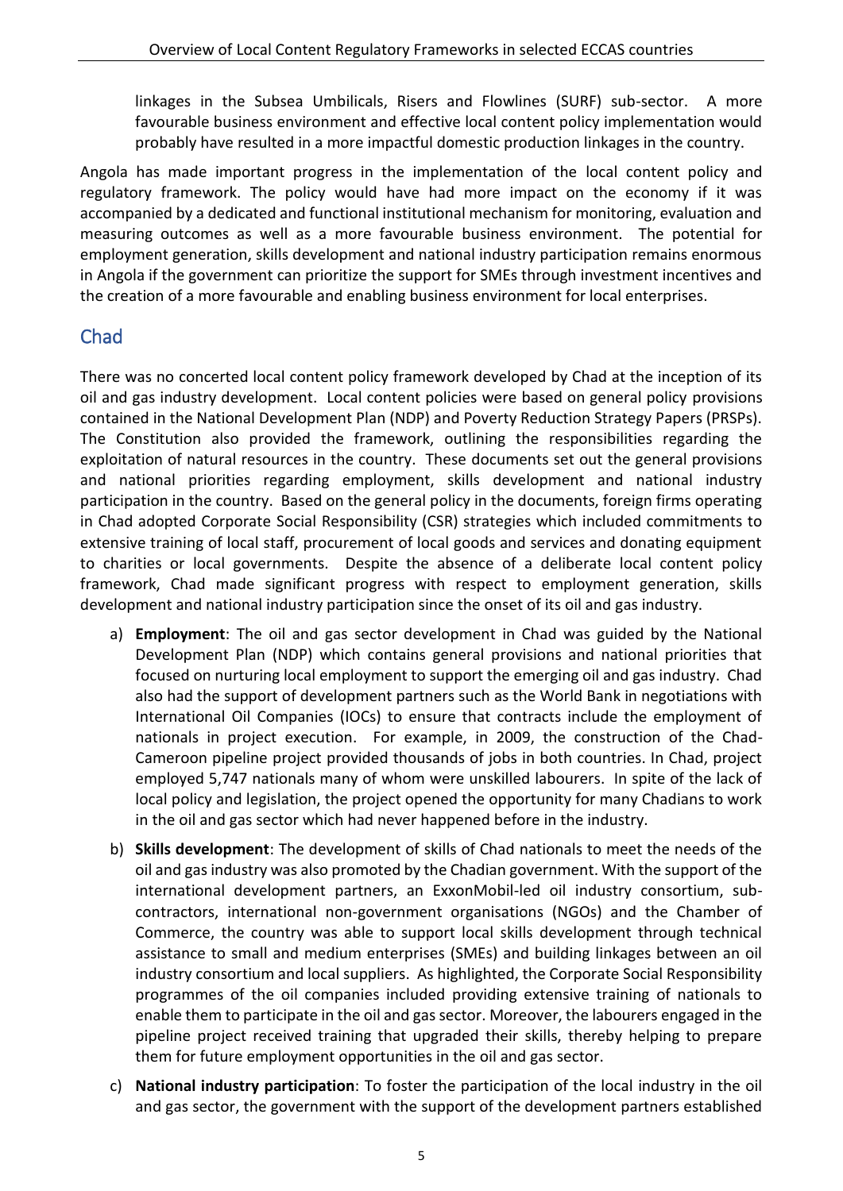linkages in the Subsea Umbilicals, Risers and Flowlines (SURF) sub-sector. A more favourable business environment and effective local content policy implementation would probably have resulted in a more impactful domestic production linkages in the country.

Angola has made important progress in the implementation of the local content policy and regulatory framework. The policy would have had more impact on the economy if it was accompanied by a dedicated and functional institutional mechanism for monitoring, evaluation and measuring outcomes as well as a more favourable business environment. The potential for employment generation, skills development and national industry participation remains enormous in Angola if the government can prioritize the support for SMEs through investment incentives and the creation of a more favourable and enabling business environment for local enterprises.

## Chad

There was no concerted local content policy framework developed by Chad at the inception of its oil and gas industry development. Local content policies were based on general policy provisions contained in the National Development Plan (NDP) and Poverty Reduction Strategy Papers (PRSPs). The Constitution also provided the framework, outlining the responsibilities regarding the exploitation of natural resources in the country. These documents set out the general provisions and national priorities regarding employment, skills development and national industry participation in the country. Based on the general policy in the documents, foreign firms operating in Chad adopted Corporate Social Responsibility (CSR) strategies which included commitments to extensive training of local staff, procurement of local goods and services and donating equipment to charities or local governments. Despite the absence of a deliberate local content policy framework, Chad made significant progress with respect to employment generation, skills development and national industry participation since the onset of its oil and gas industry.

a) **Employment**: The oil and gas sector development in Chad was guided by the National Development Plan (NDP) which contains general provisions and national priorities that focused on nurturing local employment to support the emerging oil and gas industry. Chad also had the support of development partners such as the World Bank in negotiations with International Oil Companies (IOCs) to ensure that contracts include the employment of nationals in project execution. For example, in 2009, the construction of the Chad-Cameroon pipeline project provided thousands of jobs in both countries. In Chad, project employed 5,747 nationals many of whom were unskilled labourers. In spite of the lack of local policy and legislation, the project opened the opportunity for many Chadians to work in the oil and gas sector which had never happened before in the industry.

b) **Skills development**: The development of skills of Chad nationals to meet the needs of the oil and gas industry was also promoted by the Chadian government. With the support of the international development partners, an ExxonMobil-led oil industry consortium, sub-contractors, international non-government organisations (NGOs) and the Chamber of Commerce, the country was able to support local skills development through technical assistance to small and medium enterprises (SMEs) and building linkages between an oil industry consortium and local suppliers. As highlighted, the Corporate Social Responsibility programmes of the oil companies included providing extensive training of nationals to enable them to participate in the oil and gas sector. Moreover, the labourers engaged in the pipeline project received training that upgraded their skills, thereby helping to prepare them for future employment opportunities in the oil and gas sector.

c) **National industry participation**: To foster the participation of the local industry in the oil and gas sector, the government with the support of the development partners established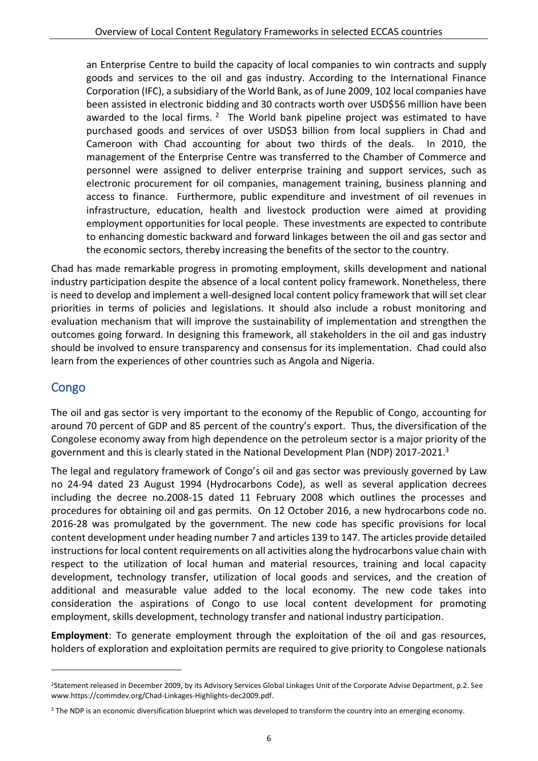an Enterprise Centre to build the capacity of local companies to win contracts and supply goods and services to the oil and gas industry. According to the International Finance Corporation (IFC), a subsidiary of the World Bank, as of June 2009, 102 local companies have been assisted in electronic bidding and 30 contracts worth over USD$56 million have been awarded to the local firms. [2] The World bank pipeline project was estimated to have purchased goods and services of over USD$3 billion from local suppliers in Chad and Cameroon with Chad accounting for about two thirds of the deals. In 2010, the management of the Enterprise Centre was transferred to the Chamber of Commerce and personnel were assigned to deliver enterprise training and support services, such as electronic procurement for oil companies, management training, business planning and access to finance. Furthermore, public expenditure and investment of oil revenues in infrastructure, education, health and livestock production were aimed at providing employment opportunities for local people. These investments are expected to contribute to enhancing domestic backward and forward linkages between the oil and gas sector and the economic sectors, thereby increasing the benefits of the sector to the country.

Chad has made remarkable progress in promoting employment, skills development and national industry participation despite the absence of a local content policy framework. Nonetheless, there is need to develop and implement a well-designed local content policy framework that will set clear priorities in terms of policies and legislations. It should also include a robust monitoring and evaluation mechanism that will improve the sustainability of implementation and strengthen the outcomes going forward. In designing this framework, all stakeholders in the oil and gas industry should be involved to ensure transparency and consensus for its implementation. Chad could also learn from the experiences of other countries such as Angola and Nigeria.

## Congo

The oil and gas sector is very important to the economy of the Republic of Congo, accounting for around 70 percent of GDP and 85 percent of the country's export. Thus, the diversification of the Congolese economy away from high dependence on the petroleum sector is a major priority of the government and this is clearly stated in the National Development Plan (NDP) 2017-2021.[3]

The legal and regulatory framework of Congo's oil and gas sector was previously governed by Law no 24-94 dated 23 August 1994 (Hydrocarbons Code), as well as several application decrees including the decree no.2008-15 dated 11 February 2008 which outlines the processes and procedures for obtaining oil and gas permits. On 12 October 2016, a new hydrocarbons code no. 2016-28 was promulgated by the government. The new code has specific provisions for local content development under heading number 7 and articles 139 to 147. The articles provide detailed instructions for local content requirements on all activities along the hydrocarbons value chain with respect to the utilization of local human and material resources, training and local capacity development, technology transfer, utilization of local goods and services, and the creation of additional and measurable value added to the local economy. The new code takes into consideration the aspirations of Congo to use local content development for promoting employment, skills development, technology transfer and national industry participation.

**Employment**: To generate employment through the exploitation of the oil and gas resources, holders of exploration and exploitation permits are required to give priority to Congolese nationals

---

[2] Statement released in December 2009, by its Advisory Services Global Linkages Unit of the Corporate Advise Department, p.2. See www.https://commdev.org/Chad-Linkages-Highlights-dec2009.pdf.

[3] The NDP is an economic diversification blueprint which was developed to transform the country into an emerging economy.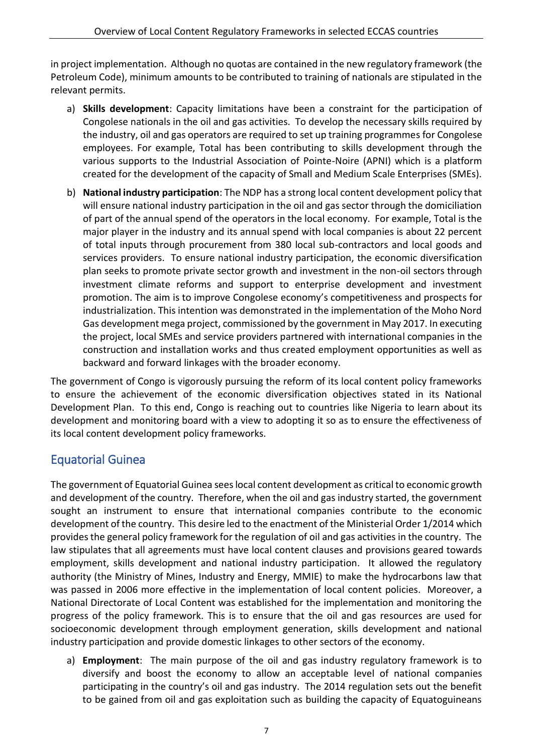in project implementation. Although no quotas are contained in the new regulatory framework (the Petroleum Code), minimum amounts to be contributed to training of nationals are stipulated in the relevant permits.

a) **Skills development**: Capacity limitations have been a constraint for the participation of Congolese nationals in the oil and gas activities. To develop the necessary skills required by the industry, oil and gas operators are required to set up training programmes for Congolese employees. For example, Total has been contributing to skills development through the various supports to the Industrial Association of Pointe-Noire (APNI) which is a platform created for the development of the capacity of Small and Medium Scale Enterprises (SMEs).

b) **National industry participation**: The NDP has a strong local content development policy that will ensure national industry participation in the oil and gas sector through the domiciliation of part of the annual spend of the operators in the local economy. For example, Total is the major player in the industry and its annual spend with local companies is about 22 percent of total inputs through procurement from 380 local sub-contractors and local goods and services providers. To ensure national industry participation, the economic diversification plan seeks to promote private sector growth and investment in the non-oil sectors through investment climate reforms and support to enterprise development and investment promotion. The aim is to improve Congolese economy's competitiveness and prospects for industrialization. This intention was demonstrated in the implementation of the Moho Nord Gas development mega project, commissioned by the government in May 2017. In executing the project, local SMEs and service providers partnered with international companies in the construction and installation works and thus created employment opportunities as well as backward and forward linkages with the broader economy.

The government of Congo is vigorously pursuing the reform of its local content policy frameworks to ensure the achievement of the economic diversification objectives stated in its National Development Plan. To this end, Congo is reaching out to countries like Nigeria to learn about its development and monitoring board with a view to adopting it so as to ensure the effectiveness of its local content development policy frameworks.

## Equatorial Guinea

The government of Equatorial Guinea sees local content development as critical to economic growth and development of the country. Therefore, when the oil and gas industry started, the government sought an instrument to ensure that international companies contribute to the economic development of the country. This desire led to the enactment of the Ministerial Order 1/2014 which provides the general policy framework for the regulation of oil and gas activities in the country. The law stipulates that all agreements must have local content clauses and provisions geared towards employment, skills development and national industry participation. It allowed the regulatory authority (the Ministry of Mines, Industry and Energy, MMIE) to make the hydrocarbons law that was passed in 2006 more effective in the implementation of local content policies. Moreover, a National Directorate of Local Content was established for the implementation and monitoring the progress of the policy framework. This is to ensure that the oil and gas resources are used for socioeconomic development through employment generation, skills development and national industry participation and provide domestic linkages to other sectors of the economy.

a) **Employment**: The main purpose of the oil and gas industry regulatory framework is to diversify and boost the economy to allow an acceptable level of national companies participating in the country's oil and gas industry. The 2014 regulation sets out the benefit to be gained from oil and gas exploitation such as building the capacity of Equatoguineans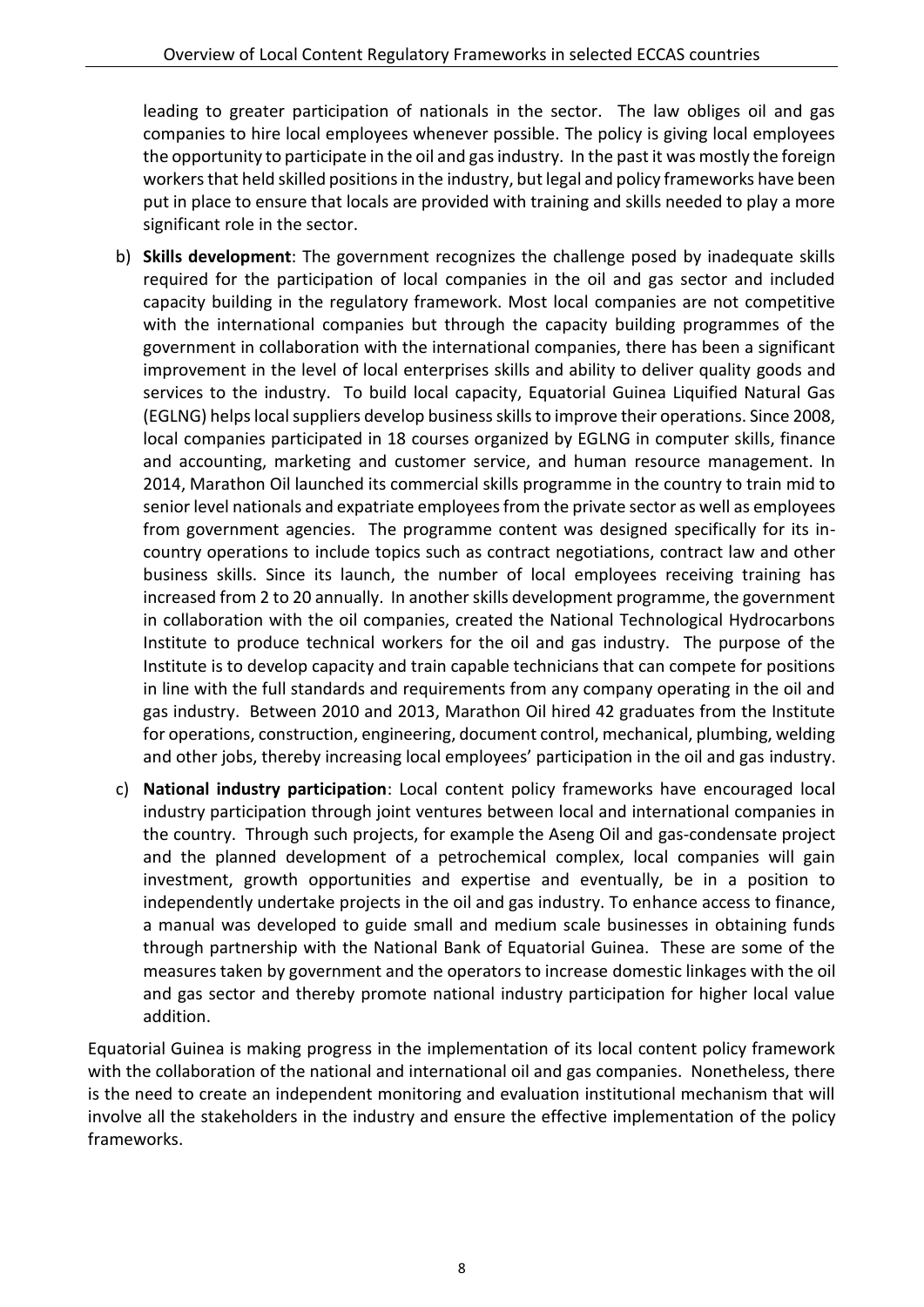leading to greater participation of nationals in the sector. The law obliges oil and gas companies to hire local employees whenever possible. The policy is giving local employees the opportunity to participate in the oil and gas industry. In the past it was mostly the foreign workers that held skilled positions in the industry, but legal and policy frameworks have been put in place to ensure that locals are provided with training and skills needed to play a more significant role in the sector.

b) **Skills development**: The government recognizes the challenge posed by inadequate skills required for the participation of local companies in the oil and gas sector and included capacity building in the regulatory framework. Most local companies are not competitive with the international companies but through the capacity building programmes of the government in collaboration with the international companies, there has been a significant improvement in the level of local enterprises skills and ability to deliver quality goods and services to the industry. To build local capacity, Equatorial Guinea Liquified Natural Gas (EGLNG) helps local suppliers develop business skills to improve their operations. Since 2008, local companies participated in 18 courses organized by EGLNG in computer skills, finance and accounting, marketing and customer service, and human resource management. In 2014, Marathon Oil launched its commercial skills programme in the country to train mid to senior level nationals and expatriate employees from the private sector as well as employees from government agencies. The programme content was designed specifically for its in-country operations to include topics such as contract negotiations, contract law and other business skills. Since its launch, the number of local employees receiving training has increased from 2 to 20 annually. In another skills development programme, the government in collaboration with the oil companies, created the National Technological Hydrocarbons Institute to produce technical workers for the oil and gas industry. The purpose of the Institute is to develop capacity and train capable technicians that can compete for positions in line with the full standards and requirements from any company operating in the oil and gas industry. Between 2010 and 2013, Marathon Oil hired 42 graduates from the Institute for operations, construction, engineering, document control, mechanical, plumbing, welding and other jobs, thereby increasing local employees' participation in the oil and gas industry.

c) **National industry participation**: Local content policy frameworks have encouraged local industry participation through joint ventures between local and international companies in the country. Through such projects, for example the Aseng Oil and gas-condensate project and the planned development of a petrochemical complex, local companies will gain investment, growth opportunities and expertise and eventually, be in a position to independently undertake projects in the oil and gas industry. To enhance access to finance, a manual was developed to guide small and medium scale businesses in obtaining funds through partnership with the National Bank of Equatorial Guinea. These are some of the measures taken by government and the operators to increase domestic linkages with the oil and gas sector and thereby promote national industry participation for higher local value addition.

Equatorial Guinea is making progress in the implementation of its local content policy framework with the collaboration of the national and international oil and gas companies. Nonetheless, there is the need to create an independent monitoring and evaluation institutional mechanism that will involve all the stakeholders in the industry and ensure the effective implementation of the policy frameworks.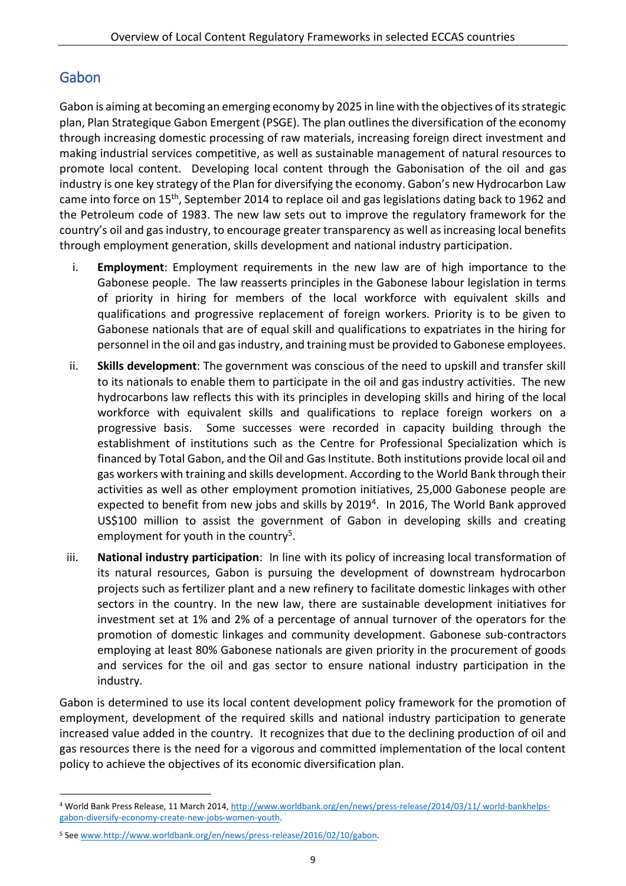## Gabon

Gabon is aiming at becoming an emerging economy by 2025 in line with the objectives of its strategic plan, Plan Strategique Gabon Emergent (PSGE). The plan outlines the diversification of the economy through increasing domestic processing of raw materials, increasing foreign direct investment and making industrial services competitive, as well as sustainable management of natural resources to promote local content. Developing local content through the Gabonisation of the oil and gas industry is one key strategy of the Plan for diversifying the economy. Gabon's new Hydrocarbon Law came into force on 15th, September 2014 to replace oil and gas legislations dating back to 1962 and the Petroleum code of 1983. The new law sets out to improve the regulatory framework for the country's oil and gas industry, to encourage greater transparency as well as increasing local benefits through employment generation, skills development and national industry participation.

i. **Employment**: Employment requirements in the new law are of high importance to the Gabonese people. The law reasserts principles in the Gabonese labour legislation in terms of priority in hiring for members of the local workforce with equivalent skills and qualifications and progressive replacement of foreign workers. Priority is to be given to Gabonese nationals that are of equal skill and qualifications to expatriates in the hiring for personnel in the oil and gas industry, and training must be provided to Gabonese employees.

ii. **Skills development**: The government was conscious of the need to upskill and transfer skill to its nationals to enable them to participate in the oil and gas industry activities. The new hydrocarbons law reflects this with its principles in developing skills and hiring of the local workforce with equivalent skills and qualifications to replace foreign workers on a progressive basis. Some successes were recorded in capacity building through the establishment of institutions such as the Centre for Professional Specialization which is financed by Total Gabon, and the Oil and Gas Institute. Both institutions provide local oil and gas workers with training and skills development. According to the World Bank through their activities as well as other employment promotion initiatives, 25,000 Gabonese people are expected to benefit from new jobs and skills by 2019[4]. In 2016, The World Bank approved US$100 million to assist the government of Gabon in developing skills and creating employment for youth in the country[5].

iii. **National industry participation**: In line with its policy of increasing local transformation of its natural resources, Gabon is pursuing the development of downstream hydrocarbon projects such as fertilizer plant and a new refinery to facilitate domestic linkages with other sectors in the country. In the new law, there are sustainable development initiatives for investment set at 1% and 2% of a percentage of annual turnover of the operators for the promotion of domestic linkages and community development. Gabonese sub-contractors employing at least 80% Gabonese nationals are given priority in the procurement of goods and services for the oil and gas sector to ensure national industry participation in the industry.

Gabon is determined to use its local content development policy framework for the promotion of employment, development of the required skills and national industry participation to generate increased value added in the country. It recognizes that due to the declining production of oil and gas resources there is the need for a vigorous and committed implementation of the local content policy to achieve the objectives of its economic diversification plan.

---

[4] World Bank Press Release, 11 March 2014, http://www.worldbank.org/en/news/press-release/2014/03/11/ world-bankhelps-gabon-diversify-economy-create-new-jobs-women-youth.

[5] See www.http://www.worldbank.org/en/news/press-release/2016/02/10/gabon.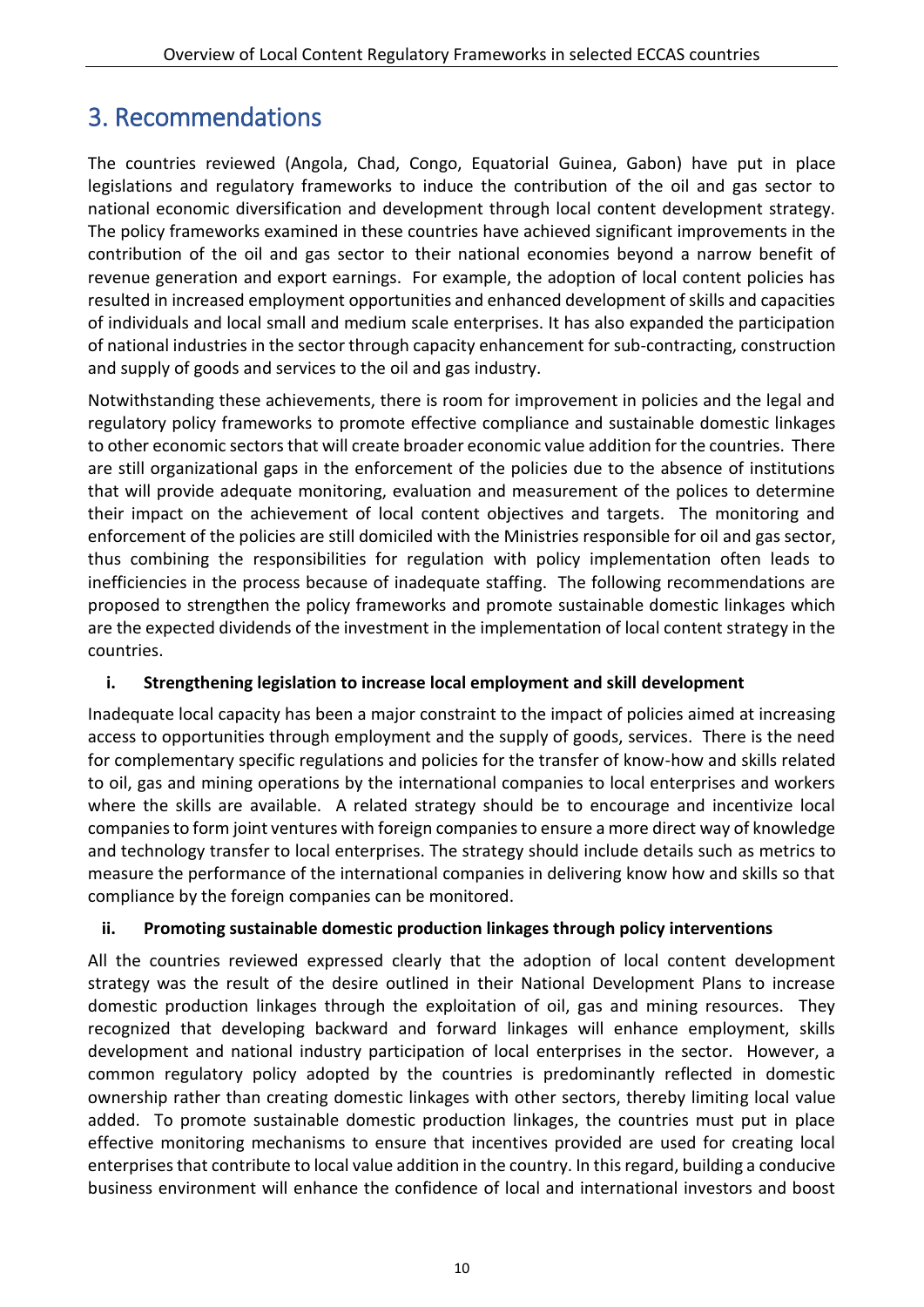# 3. Recommendations

The countries reviewed (Angola, Chad, Congo, Equatorial Guinea, Gabon) have put in place legislations and regulatory frameworks to induce the contribution of the oil and gas sector to national economic diversification and development through local content development strategy. The policy frameworks examined in these countries have achieved significant improvements in the contribution of the oil and gas sector to their national economies beyond a narrow benefit of revenue generation and export earnings. For example, the adoption of local content policies has resulted in increased employment opportunities and enhanced development of skills and capacities of individuals and local small and medium scale enterprises. It has also expanded the participation of national industries in the sector through capacity enhancement for sub-contracting, construction and supply of goods and services to the oil and gas industry.

Notwithstanding these achievements, there is room for improvement in policies and the legal and regulatory policy frameworks to promote effective compliance and sustainable domestic linkages to other economic sectors that will create broader economic value addition for the countries. There are still organizational gaps in the enforcement of the policies due to the absence of institutions that will provide adequate monitoring, evaluation and measurement of the polices to determine their impact on the achievement of local content objectives and targets. The monitoring and enforcement of the policies are still domiciled with the Ministries responsible for oil and gas sector, thus combining the responsibilities for regulation with policy implementation often leads to inefficiencies in the process because of inadequate staffing. The following recommendations are proposed to strengthen the policy frameworks and promote sustainable domestic linkages which are the expected dividends of the investment in the implementation of local content strategy in the countries.

**i. Strengthening legislation to increase local employment and skill development**

Inadequate local capacity has been a major constraint to the impact of policies aimed at increasing access to opportunities through employment and the supply of goods, services. There is the need for complementary specific regulations and policies for the transfer of know-how and skills related to oil, gas and mining operations by the international companies to local enterprises and workers where the skills are available. A related strategy should be to encourage and incentivize local companies to form joint ventures with foreign companies to ensure a more direct way of knowledge and technology transfer to local enterprises. The strategy should include details such as metrics to measure the performance of the international companies in delivering know how and skills so that compliance by the foreign companies can be monitored.

**ii. Promoting sustainable domestic production linkages through policy interventions**

All the countries reviewed expressed clearly that the adoption of local content development strategy was the result of the desire outlined in their National Development Plans to increase domestic production linkages through the exploitation of oil, gas and mining resources. They recognized that developing backward and forward linkages will enhance employment, skills development and national industry participation of local enterprises in the sector. However, a common regulatory policy adopted by the countries is predominantly reflected in domestic ownership rather than creating domestic linkages with other sectors, thereby limiting local value added. To promote sustainable domestic production linkages, the countries must put in place effective monitoring mechanisms to ensure that incentives provided are used for creating local enterprises that contribute to local value addition in the country. In this regard, building a conducive business environment will enhance the confidence of local and international investors and boost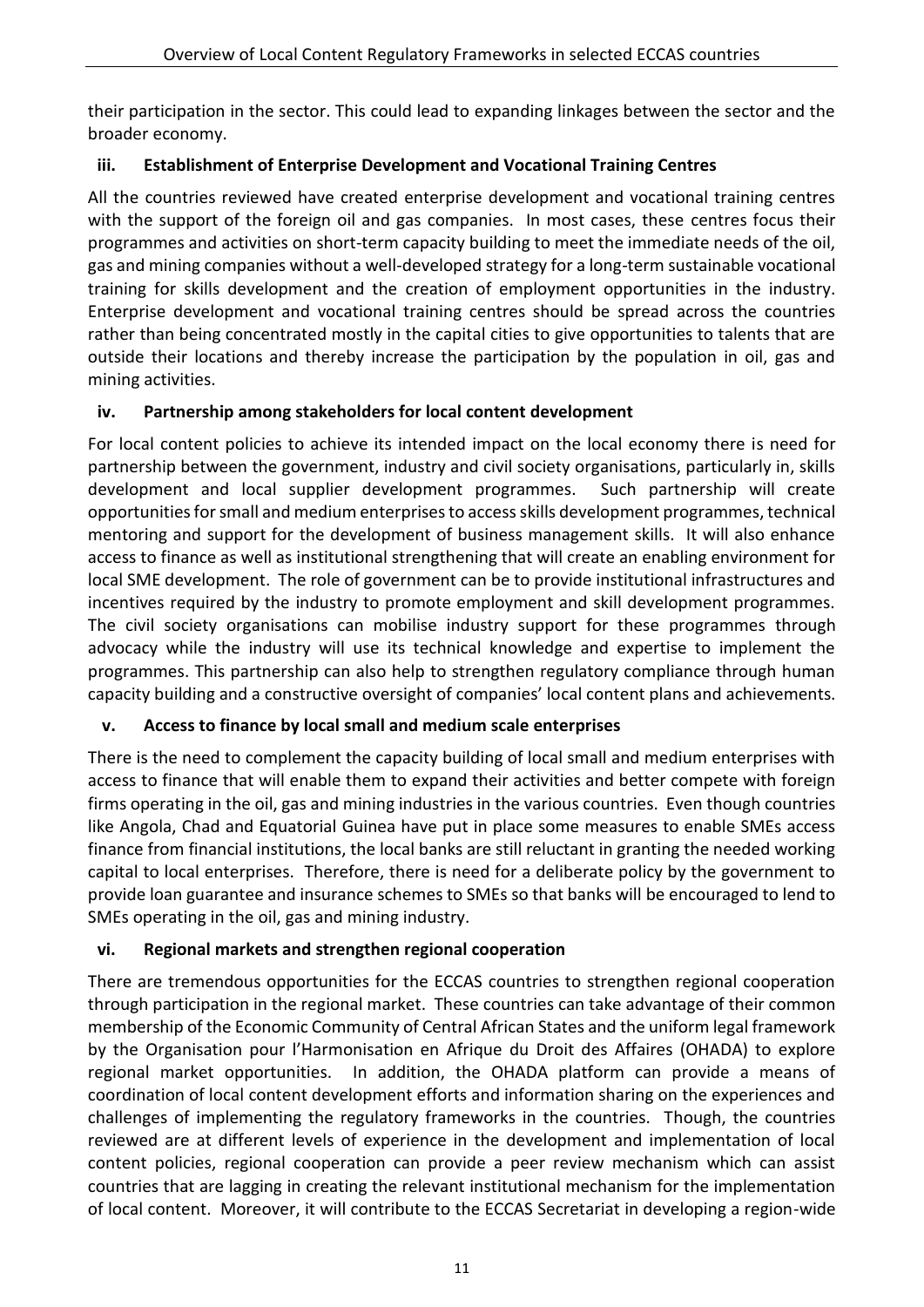their participation in the sector. This could lead to expanding linkages between the sector and the broader economy.

### iii. Establishment of Enterprise Development and Vocational Training Centres

All the countries reviewed have created enterprise development and vocational training centres with the support of the foreign oil and gas companies. In most cases, these centres focus their programmes and activities on short-term capacity building to meet the immediate needs of the oil, gas and mining companies without a well-developed strategy for a long-term sustainable vocational training for skills development and the creation of employment opportunities in the industry. Enterprise development and vocational training centres should be spread across the countries rather than being concentrated mostly in the capital cities to give opportunities to talents that are outside their locations and thereby increase the participation by the population in oil, gas and mining activities.

### iv. Partnership among stakeholders for local content development

For local content policies to achieve its intended impact on the local economy there is need for partnership between the government, industry and civil society organisations, particularly in, skills development and local supplier development programmes. Such partnership will create opportunities for small and medium enterprises to access skills development programmes, technical mentoring and support for the development of business management skills. It will also enhance access to finance as well as institutional strengthening that will create an enabling environment for local SME development. The role of government can be to provide institutional infrastructures and incentives required by the industry to promote employment and skill development programmes. The civil society organisations can mobilise industry support for these programmes through advocacy while the industry will use its technical knowledge and expertise to implement the programmes. This partnership can also help to strengthen regulatory compliance through human capacity building and a constructive oversight of companies' local content plans and achievements.

### v. Access to finance by local small and medium scale enterprises

There is the need to complement the capacity building of local small and medium enterprises with access to finance that will enable them to expand their activities and better compete with foreign firms operating in the oil, gas and mining industries in the various countries. Even though countries like Angola, Chad and Equatorial Guinea have put in place some measures to enable SMEs access finance from financial institutions, the local banks are still reluctant in granting the needed working capital to local enterprises. Therefore, there is need for a deliberate policy by the government to provide loan guarantee and insurance schemes to SMEs so that banks will be encouraged to lend to SMEs operating in the oil, gas and mining industry.

### vi. Regional markets and strengthen regional cooperation

There are tremendous opportunities for the ECCAS countries to strengthen regional cooperation through participation in the regional market. These countries can take advantage of their common membership of the Economic Community of Central African States and the uniform legal framework by the Organisation pour l'Harmonisation en Afrique du Droit des Affaires (OHADA) to explore regional market opportunities. In addition, the OHADA platform can provide a means of coordination of local content development efforts and information sharing on the experiences and challenges of implementing the regulatory frameworks in the countries. Though, the countries reviewed are at different levels of experience in the development and implementation of local content policies, regional cooperation can provide a peer review mechanism which can assist countries that are lagging in creating the relevant institutional mechanism for the implementation of local content. Moreover, it will contribute to the ECCAS Secretariat in developing a region-wide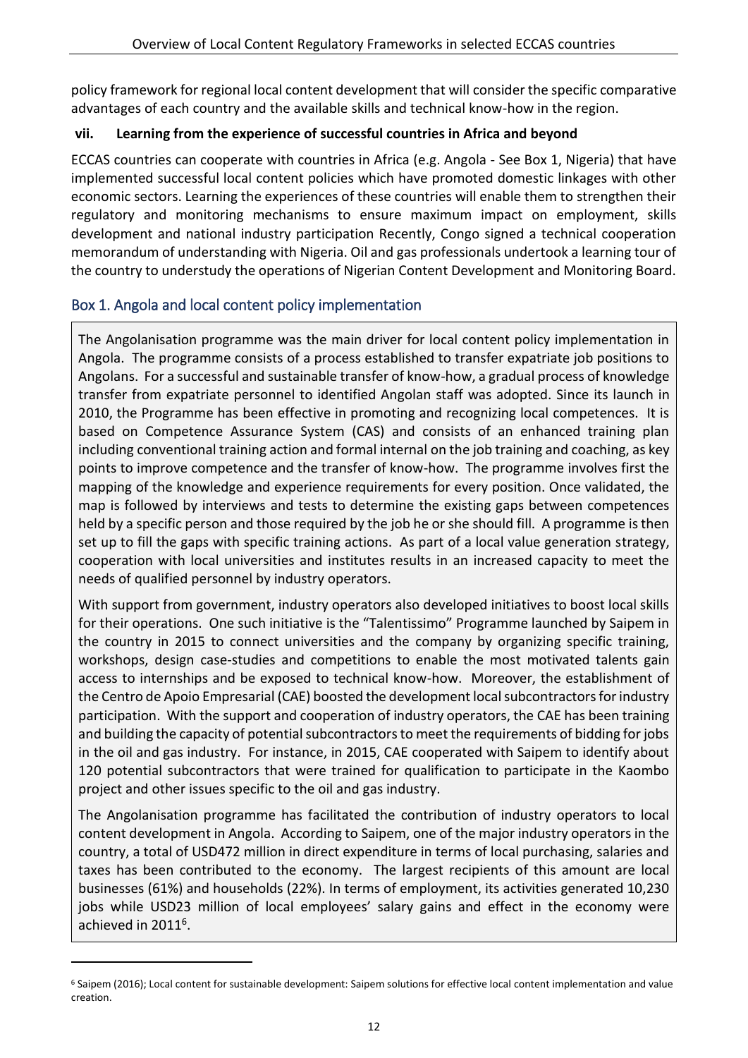policy framework for regional local content development that will consider the specific comparative advantages of each country and the available skills and technical know-how in the region.

**vii. Learning from the experience of successful countries in Africa and beyond**

ECCAS countries can cooperate with countries in Africa (e.g. Angola - See Box 1, Nigeria) that have implemented successful local content policies which have promoted domestic linkages with other economic sectors. Learning the experiences of these countries will enable them to strengthen their regulatory and monitoring mechanisms to ensure maximum impact on employment, skills development and national industry participation Recently, Congo signed a technical cooperation memorandum of understanding with Nigeria. Oil and gas professionals undertook a learning tour of the country to understudy the operations of Nigerian Content Development and Monitoring Board.

## Box 1. Angola and local content policy implementation

The Angolanisation programme was the main driver for local content policy implementation in Angola. The programme consists of a process established to transfer expatriate job positions to Angolans. For a successful and sustainable transfer of know-how, a gradual process of knowledge transfer from expatriate personnel to identified Angolan staff was adopted. Since its launch in 2010, the Programme has been effective in promoting and recognizing local competences. It is based on Competence Assurance System (CAS) and consists of an enhanced training plan including conventional training action and formal internal on the job training and coaching, as key points to improve competence and the transfer of know-how. The programme involves first the mapping of the knowledge and experience requirements for every position. Once validated, the map is followed by interviews and tests to determine the existing gaps between competences held by a specific person and those required by the job he or she should fill. A programme is then set up to fill the gaps with specific training actions. As part of a local value generation strategy, cooperation with local universities and institutes results in an increased capacity to meet the needs of qualified personnel by industry operators.

With support from government, industry operators also developed initiatives to boost local skills for their operations. One such initiative is the "Talentissimo" Programme launched by Saipem in the country in 2015 to connect universities and the company by organizing specific training, workshops, design case-studies and competitions to enable the most motivated talents gain access to internships and be exposed to technical know-how. Moreover, the establishment of the Centro de Apoio Empresarial (CAE) boosted the development local subcontractors for industry participation. With the support and cooperation of industry operators, the CAE has been training and building the capacity of potential subcontractors to meet the requirements of bidding for jobs in the oil and gas industry. For instance, in 2015, CAE cooperated with Saipem to identify about 120 potential subcontractors that were trained for qualification to participate in the Kaombo project and other issues specific to the oil and gas industry.

The Angolanisation programme has facilitated the contribution of industry operators to local content development in Angola. According to Saipem, one of the major industry operators in the country, a total of USD472 million in direct expenditure in terms of local purchasing, salaries and taxes has been contributed to the economy. The largest recipients of this amount are local businesses (61%) and households (22%). In terms of employment, its activities generated 10,230 jobs while USD23 million of local employees' salary gains and effect in the economy were achieved in 2011[6].

---

[6] Saipem (2016); Local content for sustainable development: Saipem solutions for effective local content implementation and value creation.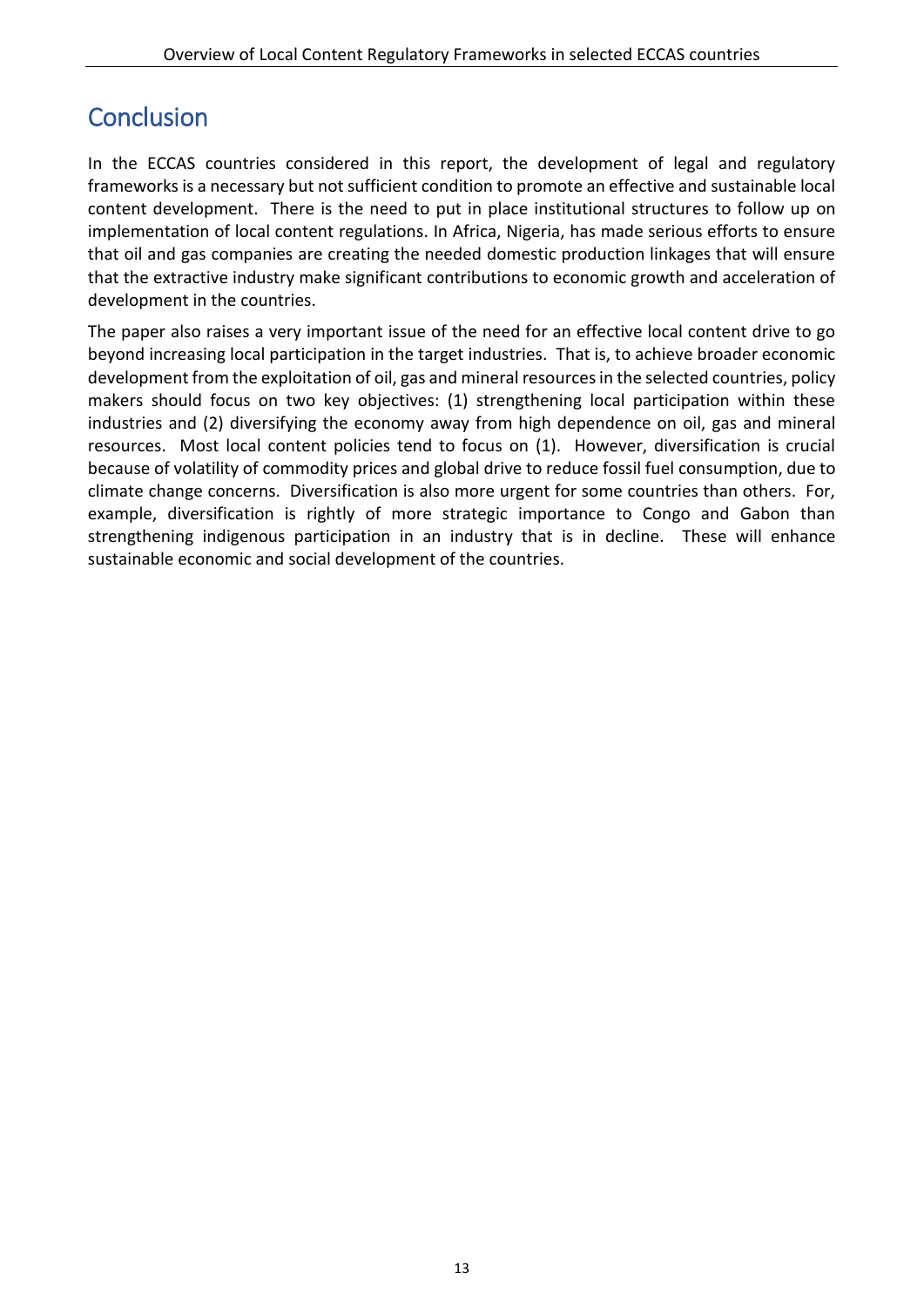# Conclusion

In the ECCAS countries considered in this report, the development of legal and regulatory frameworks is a necessary but not sufficient condition to promote an effective and sustainable local content development. There is the need to put in place institutional structures to follow up on implementation of local content regulations. In Africa, Nigeria, has made serious efforts to ensure that oil and gas companies are creating the needed domestic production linkages that will ensure that the extractive industry make significant contributions to economic growth and acceleration of development in the countries.

The paper also raises a very important issue of the need for an effective local content drive to go beyond increasing local participation in the target industries. That is, to achieve broader economic development from the exploitation of oil, gas and mineral resources in the selected countries, policy makers should focus on two key objectives: (1) strengthening local participation within these industries and (2) diversifying the economy away from high dependence on oil, gas and mineral resources. Most local content policies tend to focus on (1). However, diversification is crucial because of volatility of commodity prices and global drive to reduce fossil fuel consumption, due to climate change concerns. Diversification is also more urgent for some countries than others. For, example, diversification is rightly of more strategic importance to Congo and Gabon than strengthening indigenous participation in an industry that is in decline. These will enhance sustainable economic and social development of the countries.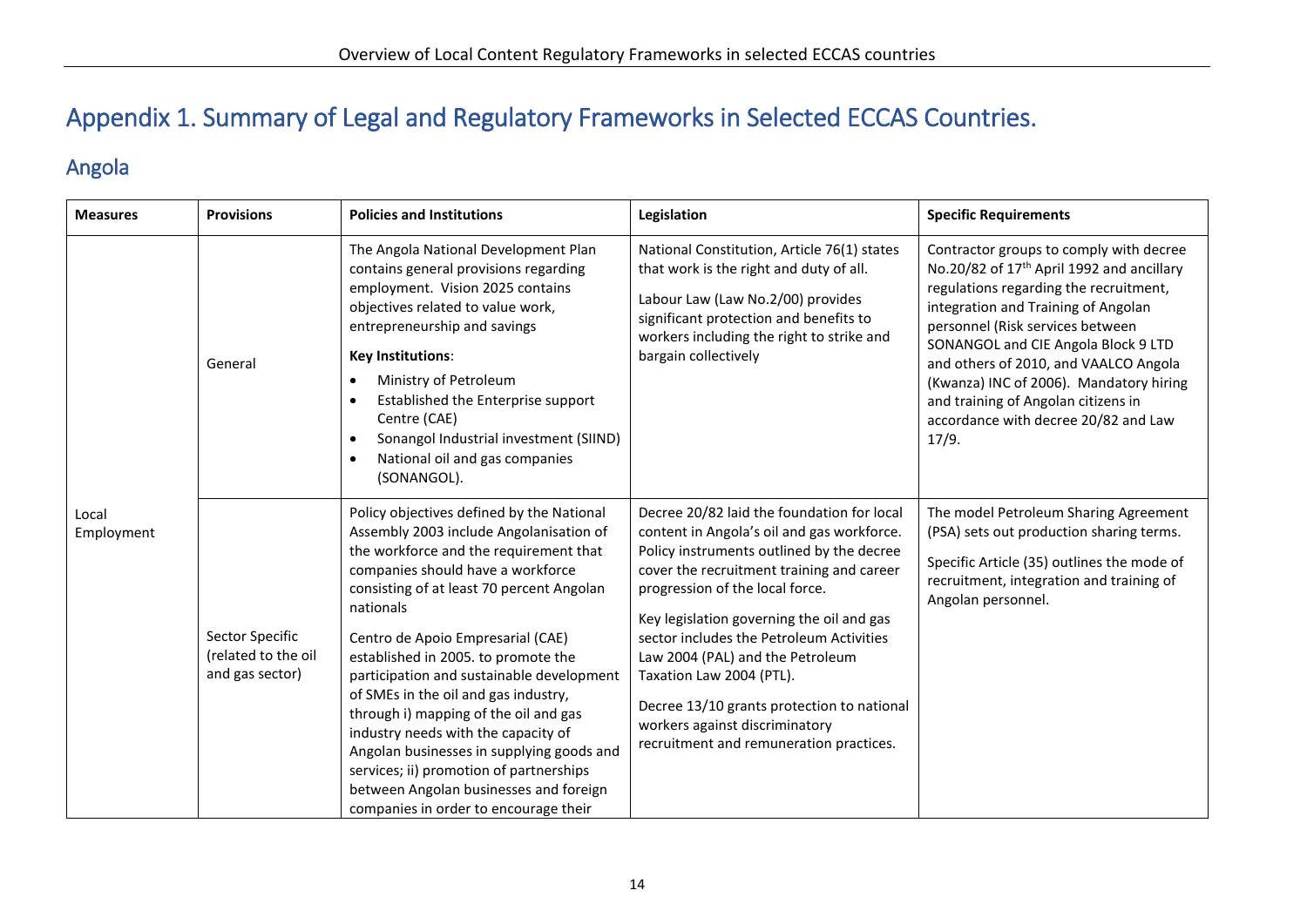# Appendix 1. Summary of Legal and Regulatory Frameworks in Selected ECCAS Countries.

## Angola

| Measures | Provisions | Policies and Institutions | Legislation | Specific Requirements |
|---|---|---|---|---|
| Local Employment | General | The Angola National Development Plan contains general provisions regarding employment. Vision 2025 contains objectives related to value work, entrepreneurship and savings<br><br>**Key Institutions**:<br>• Ministry of Petroleum<br>• Established the Enterprise support Centre (CAE)<br>• Sonangol Industrial investment (SIIND)<br>• National oil and gas companies (SONANGOL). | National Constitution, Article 76(1) states that work is the right and duty of all.<br><br>Labour Law (Law No.2/00) provides significant protection and benefits to workers including the right to strike and bargain collectively | Contractor groups to comply with decree No.20/82 of 17th April 1992 and ancillary regulations regarding the recruitment, integration and Training of Angolan personnel (Risk services between SONANGOL and CIE Angola Block 9 LTD and others of 2010, and VAALCO Angola (Kwanza) INC of 2006). Mandatory hiring and training of Angolan citizens in accordance with decree 20/82 and Law 17/9. |
| | Sector Specific (related to the oil and gas sector) | Policy objectives defined by the National Assembly 2003 include Angolanisation of the workforce and the requirement that companies should have a workforce consisting of at least 70 percent Angolan nationals<br><br>Centro de Apoio Empresarial (CAE) established in 2005. to promote the participation and sustainable development of SMEs in the oil and gas industry, through i) mapping of the oil and gas industry needs with the capacity of Angolan businesses in supplying goods and services; ii) promotion of partnerships between Angolan businesses and foreign companies in order to encourage their | Decree 20/82 laid the foundation for local content in Angola's oil and gas workforce. Policy instruments outlined by the decree cover the recruitment training and career progression of the local force.<br><br>Key legislation governing the oil and gas sector includes the Petroleum Activities Law 2004 (PAL) and the Petroleum Taxation Law 2004 (PTL).<br><br>Decree 13/10 grants protection to national workers against discriminatory recruitment and remuneration practices. | The model Petroleum Sharing Agreement (PSA) sets out production sharing terms.<br><br>Specific Article (35) outlines the mode of recruitment, integration and training of Angolan personnel. |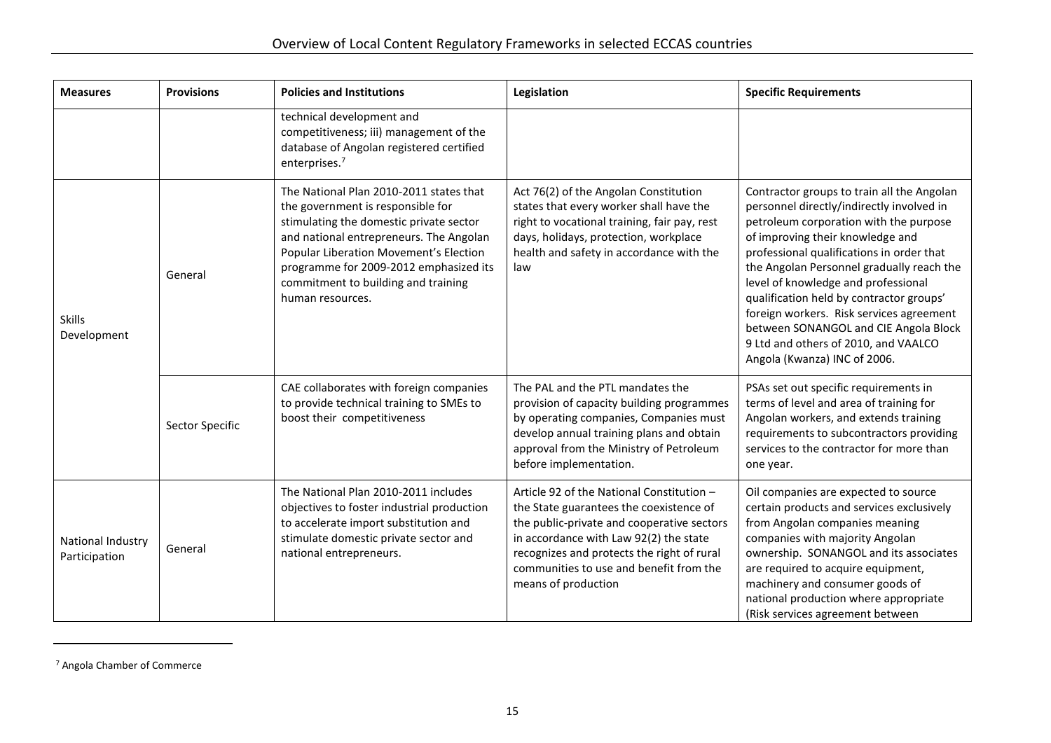| Measures | Provisions | Policies and Institutions | Legislation | Specific Requirements |
|---|---|---|---|---|
| | | technical development and competitiveness; iii) management of the database of Angolan registered certified enterprises.[7] | | |
| Skills Development | General | The National Plan 2010-2011 states that the government is responsible for stimulating the domestic private sector and national entrepreneurs. The Angolan Popular Liberation Movement's Election programme for 2009-2012 emphasized its commitment to building and training human resources. | Act 76(2) of the Angolan Constitution states that every worker shall have the right to vocational training, fair pay, rest days, holidays, protection, workplace health and safety in accordance with the law | Contractor groups to train all the Angolan personnel directly/indirectly involved in petroleum corporation with the purpose of improving their knowledge and professional qualifications in order that the Angolan Personnel gradually reach the level of knowledge and professional qualification held by contractor groups' foreign workers. Risk services agreement between SONANGOL and CIE Angola Block 9 Ltd and others of 2010, and VAALCO Angola (Kwanza) INC of 2006. |
| | Sector Specific | CAE collaborates with foreign companies to provide technical training to SMEs to boost their competitiveness | The PAL and the PTL mandates the provision of capacity building programmes by operating companies, Companies must develop annual training plans and obtain approval from the Ministry of Petroleum before implementation. | PSAs set out specific requirements in terms of level and area of training for Angolan workers, and extends training requirements to subcontractors providing services to the contractor for more than one year. |
| National Industry Participation | General | The National Plan 2010-2011 includes objectives to foster industrial production to accelerate import substitution and stimulate domestic private sector and national entrepreneurs. | Article 92 of the National Constitution – the State guarantees the coexistence of the public-private and cooperative sectors in accordance with Law 92(2) the state recognizes and protects the right of rural communities to use and benefit from the means of production | Oil companies are expected to source certain products and services exclusively from Angolan companies meaning companies with majority Angolan ownership. SONANGOL and its associates are required to acquire equipment, machinery and consumer goods of national production where appropriate (Risk services agreement between |

[7] Angola Chamber of Commerce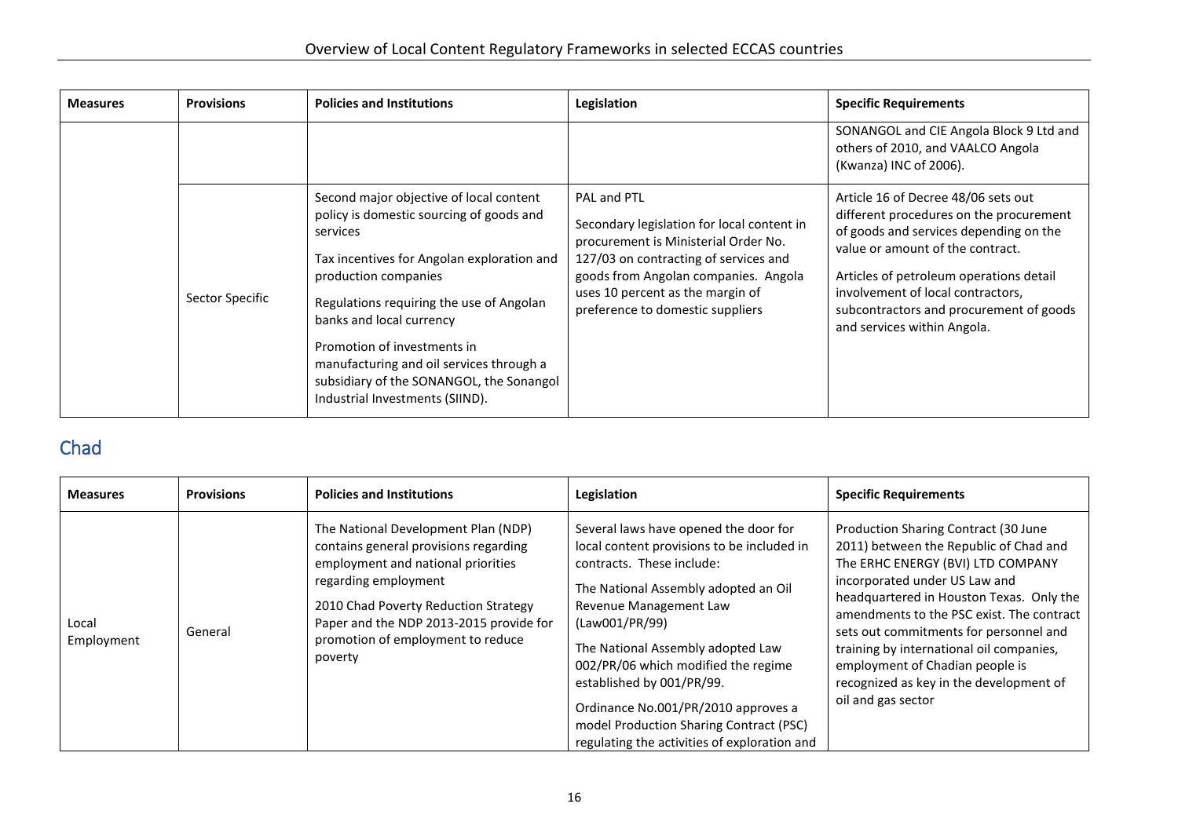| Measures | Provisions | Policies and Institutions | Legislation | Specific Requirements |
|---|---|---|---|---|
| | | | | SONANGOL and CIE Angola Block 9 Ltd and others of 2010, and VAALCO Angola (Kwanza) INC of 2006). |
| | Sector Specific | Second major objective of local content policy is domestic sourcing of goods and services<br><br>Tax incentives for Angolan exploration and production companies<br><br>Regulations requiring the use of Angolan banks and local currency<br><br>Promotion of investments in manufacturing and oil services through a subsidiary of the SONANGOL, the Sonangol Industrial Investments (SIIND). | PAL and PTL<br><br>Secondary legislation for local content in procurement is Ministerial Order No. 127/03 on contracting of services and goods from Angolan companies. Angola uses 10 percent as the margin of preference to domestic suppliers | Article 16 of Decree 48/06 sets out different procedures on the procurement of goods and services depending on the value or amount of the contract.<br><br>Articles of petroleum operations detail involvement of local contractors, subcontractors and procurement of goods and services within Angola. |

## Chad

| Measures | Provisions | Policies and Institutions | Legislation | Specific Requirements |
|---|---|---|---|---|
| Local Employment | General | The National Development Plan (NDP) contains general provisions regarding employment and national priorities regarding employment<br><br>2010 Chad Poverty Reduction Strategy Paper and the NDP 2013-2015 provide for promotion of employment to reduce poverty | Several laws have opened the door for local content provisions to be included in contracts. These include:<br><br>The National Assembly adopted an Oil Revenue Management Law (Law001/PR/99)<br><br>The National Assembly adopted Law 002/PR/06 which modified the regime established by 001/PR/99.<br><br>Ordinance No.001/PR/2010 approves a model Production Sharing Contract (PSC) regulating the activities of exploration and | Production Sharing Contract (30 June 2011) between the Republic of Chad and The ERHC ENERGY (BVI) LTD COMPANY incorporated under US Law and headquartered in Houston Texas. Only the amendments to the PSC exist. The contract sets out commitments for personnel and training by international oil companies, employment of Chadian people is recognized as key in the development of oil and gas sector |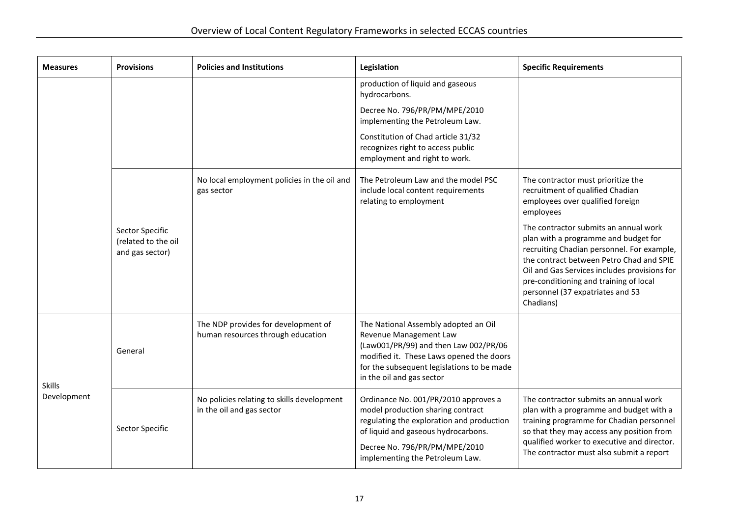| Measures | Provisions | Policies and Institutions | Legislation | Specific Requirements |
|---|---|---|---|---|
| | | | production of liquid and gaseous hydrocarbons.<br><br>Decree No. 796/PR/PM/MPE/2010 implementing the Petroleum Law.<br><br>Constitution of Chad article 31/32 recognizes right to access public employment and right to work. | |
| | Sector Specific (related to the oil and gas sector) | No local employment policies in the oil and gas sector | The Petroleum Law and the model PSC include local content requirements relating to employment | The contractor must prioritize the recruitment of qualified Chadian employees over qualified foreign employees<br><br>The contractor submits an annual work plan with a programme and budget for recruiting Chadian personnel. For example, the contract between Petro Chad and SPIE Oil and Gas Services includes provisions for pre-conditioning and training of local personnel (37 expatriates and 53 Chadians) |
| Skills Development | General | The NDP provides for development of human resources through education | The National Assembly adopted an Oil Revenue Management Law (Law001/PR/99) and then Law 002/PR/06 modified it. These Laws opened the doors for the subsequent legislations to be made in the oil and gas sector | |
| | Sector Specific | No policies relating to skills development in the oil and gas sector | Ordinance No. 001/PR/2010 approves a model production sharing contract regulating the exploration and production of liquid and gaseous hydrocarbons.<br><br>Decree No. 796/PR/PM/MPE/2010 implementing the Petroleum Law. | The contractor submits an annual work plan with a programme and budget with a training programme for Chadian personnel so that they may access any position from qualified worker to executive and director. The contractor must also submit a report |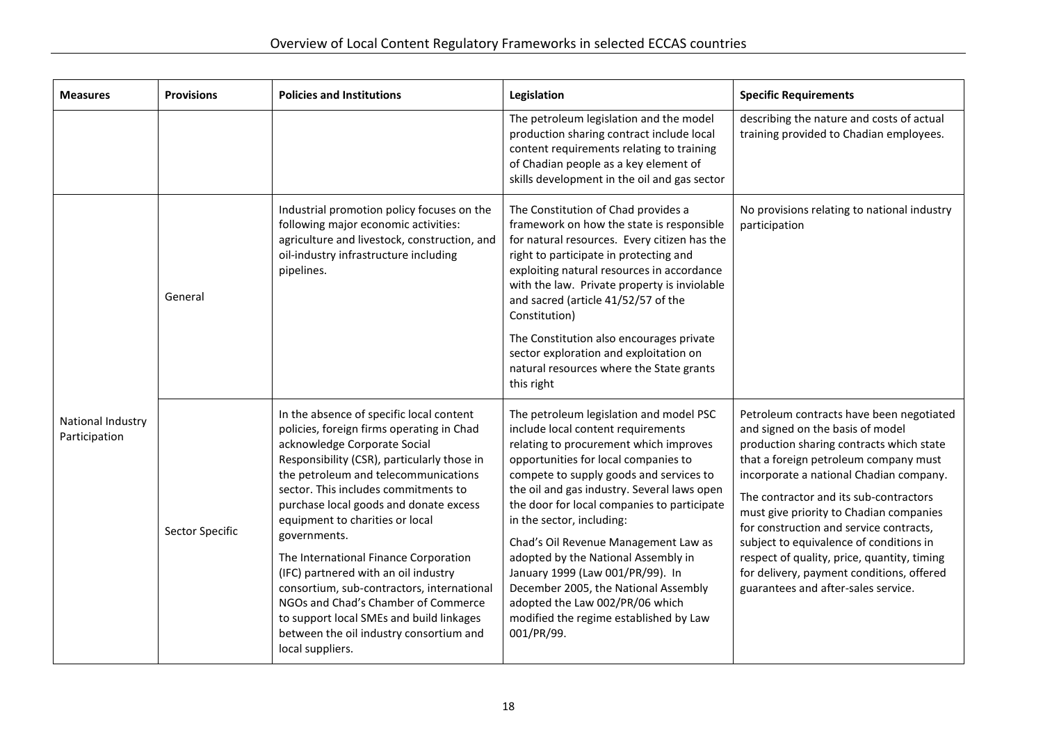| Measures | Provisions | Policies and Institutions | Legislation | Specific Requirements |
|---|---|---|---|---|
| | | | The petroleum legislation and the model production sharing contract include local content requirements relating to training of Chadian people as a key element of skills development in the oil and gas sector | describing the nature and costs of actual training provided to Chadian employees. |
| National Industry Participation | General | Industrial promotion policy focuses on the following major economic activities: agriculture and livestock, construction, and oil-industry infrastructure including pipelines. | The Constitution of Chad provides a framework on how the state is responsible for natural resources. Every citizen has the right to participate in protecting and exploiting natural resources in accordance with the law. Private property is inviolable and sacred (article 41/52/57 of the Constitution)<br><br>The Constitution also encourages private sector exploration and exploitation on natural resources where the State grants this right | No provisions relating to national industry participation |
| | Sector Specific | In the absence of specific local content policies, foreign firms operating in Chad acknowledge Corporate Social Responsibility (CSR), particularly those in the petroleum and telecommunications sector. This includes commitments to purchase local goods and donate excess equipment to charities or local governments.<br><br>The International Finance Corporation (IFC) partnered with an oil industry consortium, sub-contractors, international NGOs and Chad's Chamber of Commerce to support local SMEs and build linkages between the oil industry consortium and local suppliers. | The petroleum legislation and model PSC include local content requirements relating to procurement which improves opportunities for local companies to compete to supply goods and services to the oil and gas industry. Several laws open the door for local companies to participate in the sector, including:<br><br>Chad's Oil Revenue Management Law as adopted by the National Assembly in January 1999 (Law 001/PR/99). In December 2005, the National Assembly adopted the Law 002/PR/06 which modified the regime established by Law 001/PR/99. | Petroleum contracts have been negotiated and signed on the basis of model production sharing contracts which state that a foreign petroleum company must incorporate a national Chadian company.<br><br>The contractor and its sub-contractors must give priority to Chadian companies for construction and service contracts, subject to equivalence of conditions in respect of quality, price, quantity, timing for delivery, payment conditions, offered guarantees and after-sales service. |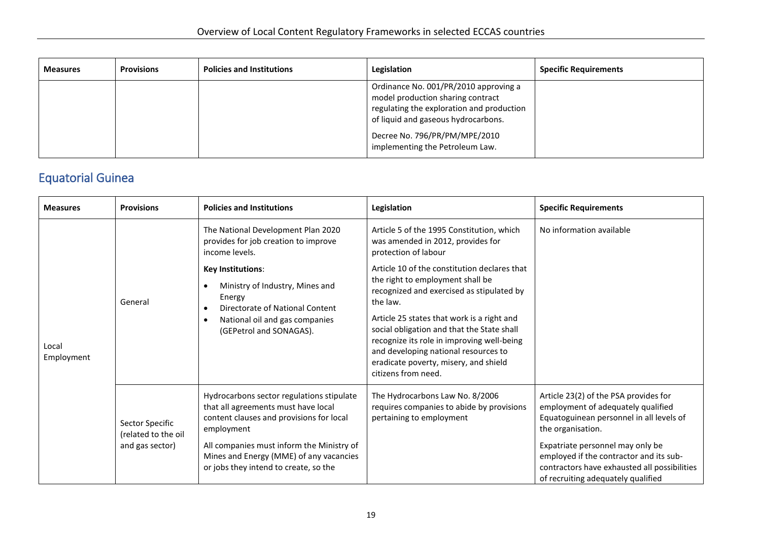| Measures | Provisions | Policies and Institutions | Legislation | Specific Requirements |
|---|---|---|---|---|
| | | | Ordinance No. 001/PR/2010 approving a model production sharing contract regulating the exploration and production of liquid and gaseous hydrocarbons.<br><br>Decree No. 796/PR/PM/MPE/2010 implementing the Petroleum Law. | |

## Equatorial Guinea

| Measures | Provisions | Policies and Institutions | Legislation | Specific Requirements |
|---|---|---|---|---|
| Local Employment | General | The National Development Plan 2020 provides for job creation to improve income levels.<br><br>**Key Institutions**:<br>• Ministry of Industry, Mines and Energy<br>• Directorate of National Content<br>• National oil and gas companies (GEPetrol and SONAGAS). | Article 5 of the 1995 Constitution, which was amended in 2012, provides for protection of labour<br><br>Article 10 of the constitution declares that the right to employment shall be recognized and exercised as stipulated by the law.<br><br>Article 25 states that work is a right and social obligation and that the State shall recognize its role in improving well-being and developing national resources to eradicate poverty, misery, and shield citizens from need. | No information available |
| | Sector Specific (related to the oil and gas sector) | Hydrocarbons sector regulations stipulate that all agreements must have local content clauses and provisions for local employment<br><br>All companies must inform the Ministry of Mines and Energy (MME) of any vacancies or jobs they intend to create, so the | The Hydrocarbons Law No. 8/2006 requires companies to abide by provisions pertaining to employment | Article 23(2) of the PSA provides for employment of adequately qualified Equatoguinean personnel in all levels of the organisation.<br><br>Expatriate personnel may only be employed if the contractor and its sub-contractors have exhausted all possibilities of recruiting adequately qualified |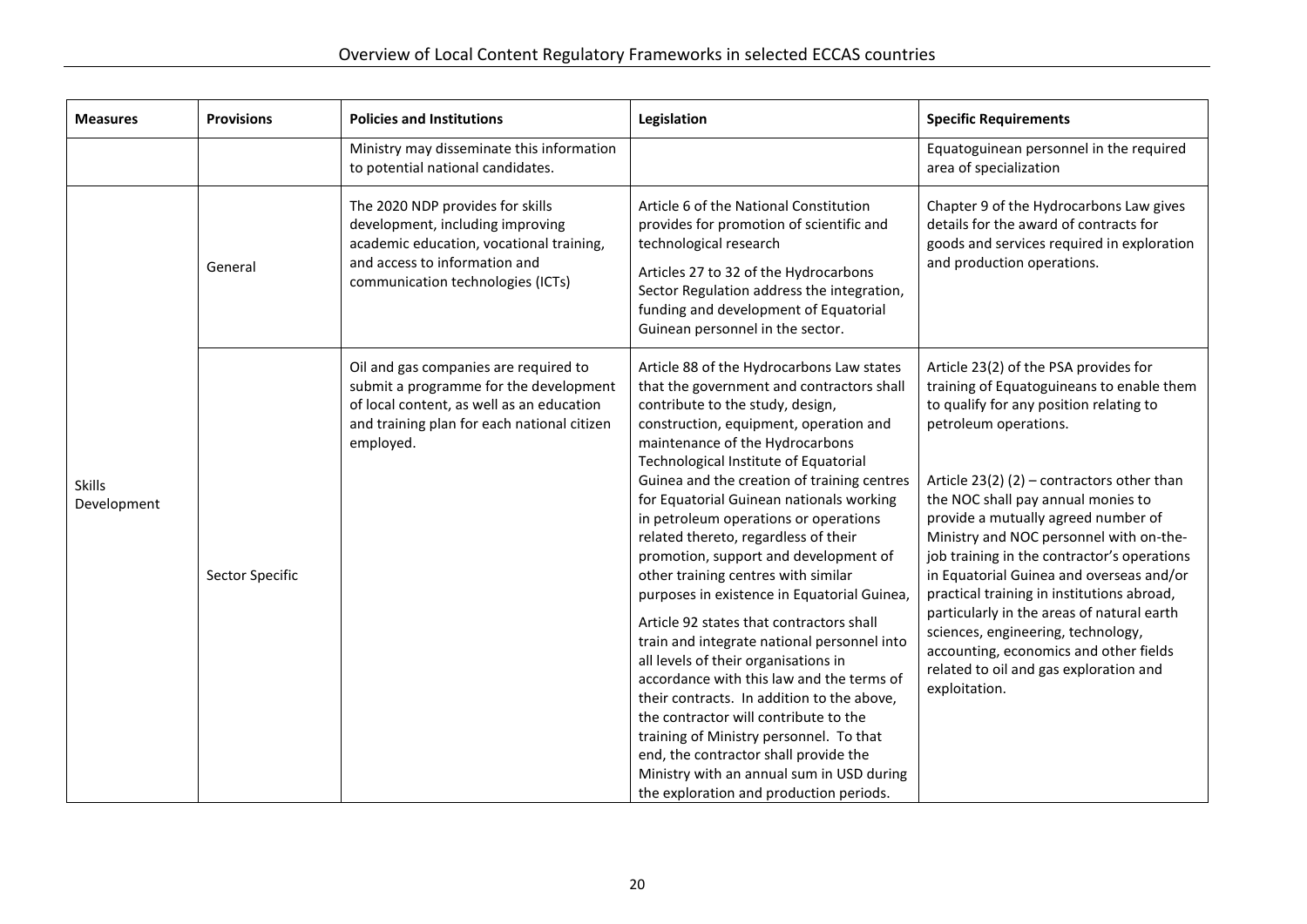| Measures | Provisions | Policies and Institutions | Legislation | Specific Requirements |
|---|---|---|---|---|
| | | Ministry may disseminate this information to potential national candidates. | | Equatoguinean personnel in the required area of specialization |
| Skills Development | General | The 2020 NDP provides for skills development, including improving academic education, vocational training, and access to information and communication technologies (ICTs) | Article 6 of the National Constitution provides for promotion of scientific and technological research<br><br>Articles 27 to 32 of the Hydrocarbons Sector Regulation address the integration, funding and development of Equatorial Guinean personnel in the sector. | Chapter 9 of the Hydrocarbons Law gives details for the award of contracts for goods and services required in exploration and production operations. |
| | Sector Specific | Oil and gas companies are required to submit a programme for the development of local content, as well as an education and training plan for each national citizen employed. | Article 88 of the Hydrocarbons Law states that the government and contractors shall contribute to the study, design, construction, equipment, operation and maintenance of the Hydrocarbons Technological Institute of Equatorial Guinea and the creation of training centres for Equatorial Guinean nationals working in petroleum operations or operations related thereto, regardless of their promotion, support and development of other training centres with similar purposes in existence in Equatorial Guinea,<br><br>Article 92 states that contractors shall train and integrate national personnel into all levels of their organisations in accordance with this law and the terms of their contracts. In addition to the above, the contractor will contribute to the training of Ministry personnel. To that end, the contractor shall provide the Ministry with an annual sum in USD during the exploration and production periods. | Article 23(2) of the PSA provides for training of Equatoguineans to enable them to qualify for any position relating to petroleum operations.<br><br>Article 23(2) (2) – contractors other than the NOC shall pay annual monies to provide a mutually agreed number of Ministry and NOC personnel with on-the-job training in the contractor's operations in Equatorial Guinea and overseas and/or practical training in institutions abroad, particularly in the areas of natural earth sciences, engineering, technology, accounting, economics and other fields related to oil and gas exploration and exploitation. |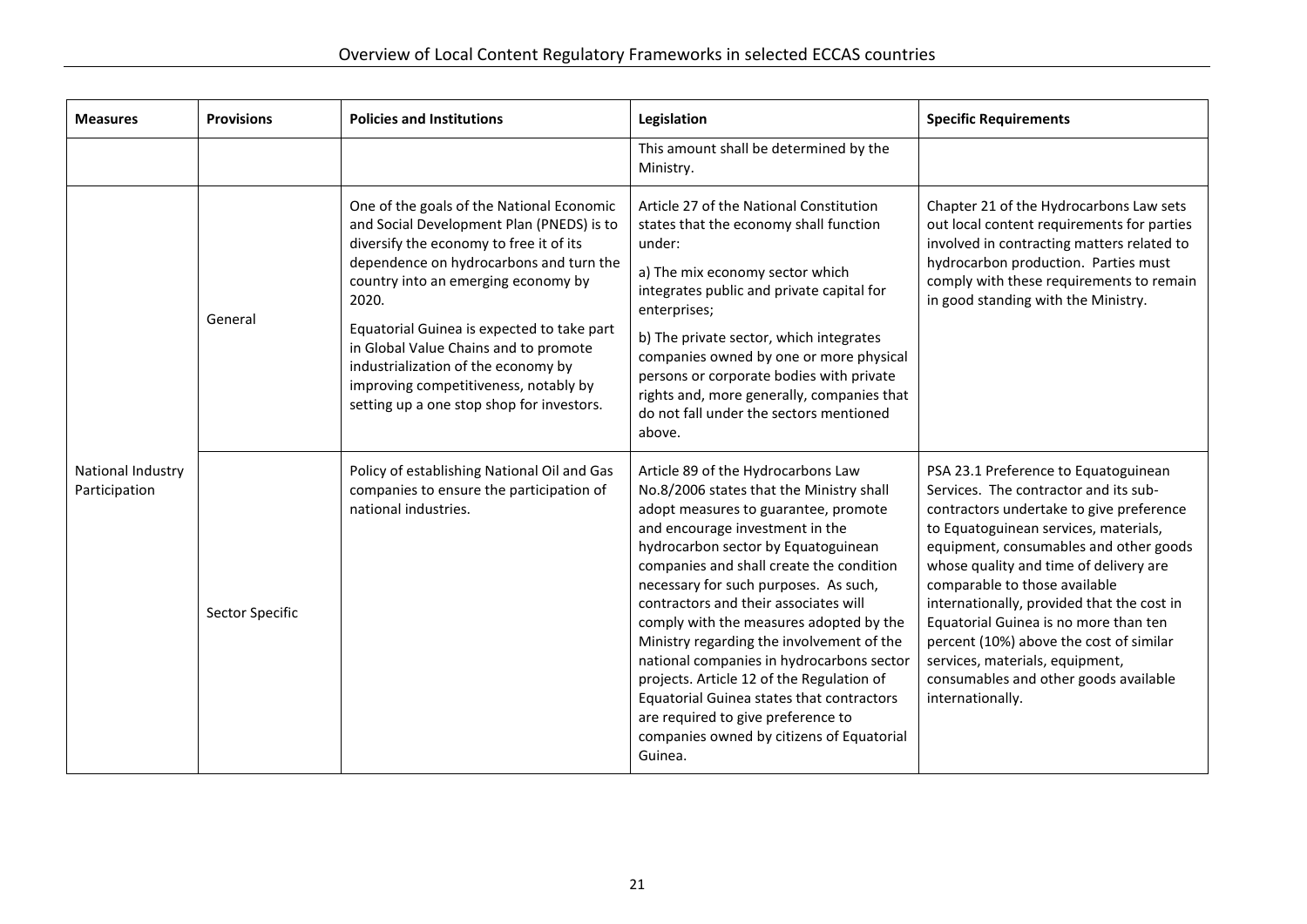| Measures | Provisions | Policies and Institutions | Legislation | Specific Requirements |
|---|---|---|---|---|
| | | | This amount shall be determined by the Ministry. | |
| National Industry Participation | General | One of the goals of the National Economic and Social Development Plan (PNEDS) is to diversify the economy to free it of its dependence on hydrocarbons and turn the country into an emerging economy by 2020.<br><br>Equatorial Guinea is expected to take part in Global Value Chains and to promote industrialization of the economy by improving competitiveness, notably by setting up a one stop shop for investors. | Article 27 of the National Constitution states that the economy shall function under:<br><br>a) The mix economy sector which integrates public and private capital for enterprises;<br><br>b) The private sector, which integrates companies owned by one or more physical persons or corporate bodies with private rights and, more generally, companies that do not fall under the sectors mentioned above. | Chapter 21 of the Hydrocarbons Law sets out local content requirements for parties involved in contracting matters related to hydrocarbon production. Parties must comply with these requirements to remain in good standing with the Ministry. |
| | Sector Specific | Policy of establishing National Oil and Gas companies to ensure the participation of national industries. | Article 89 of the Hydrocarbons Law No.8/2006 states that the Ministry shall adopt measures to guarantee, promote and encourage investment in the hydrocarbon sector by Equatoguinean companies and shall create the condition necessary for such purposes. As such, contractors and their associates will comply with the measures adopted by the Ministry regarding the involvement of the national companies in hydrocarbons sector projects. Article 12 of the Regulation of Equatorial Guinea states that contractors are required to give preference to companies owned by citizens of Equatorial Guinea. | PSA 23.1 Preference to Equatoguinean Services. The contractor and its sub-contractors undertake to give preference to Equatoguinean services, materials, equipment, consumables and other goods whose quality and time of delivery are comparable to those available internationally, provided that the cost in Equatorial Guinea is no more than ten percent (10%) above the cost of similar services, materials, equipment, consumables and other goods available internationally. |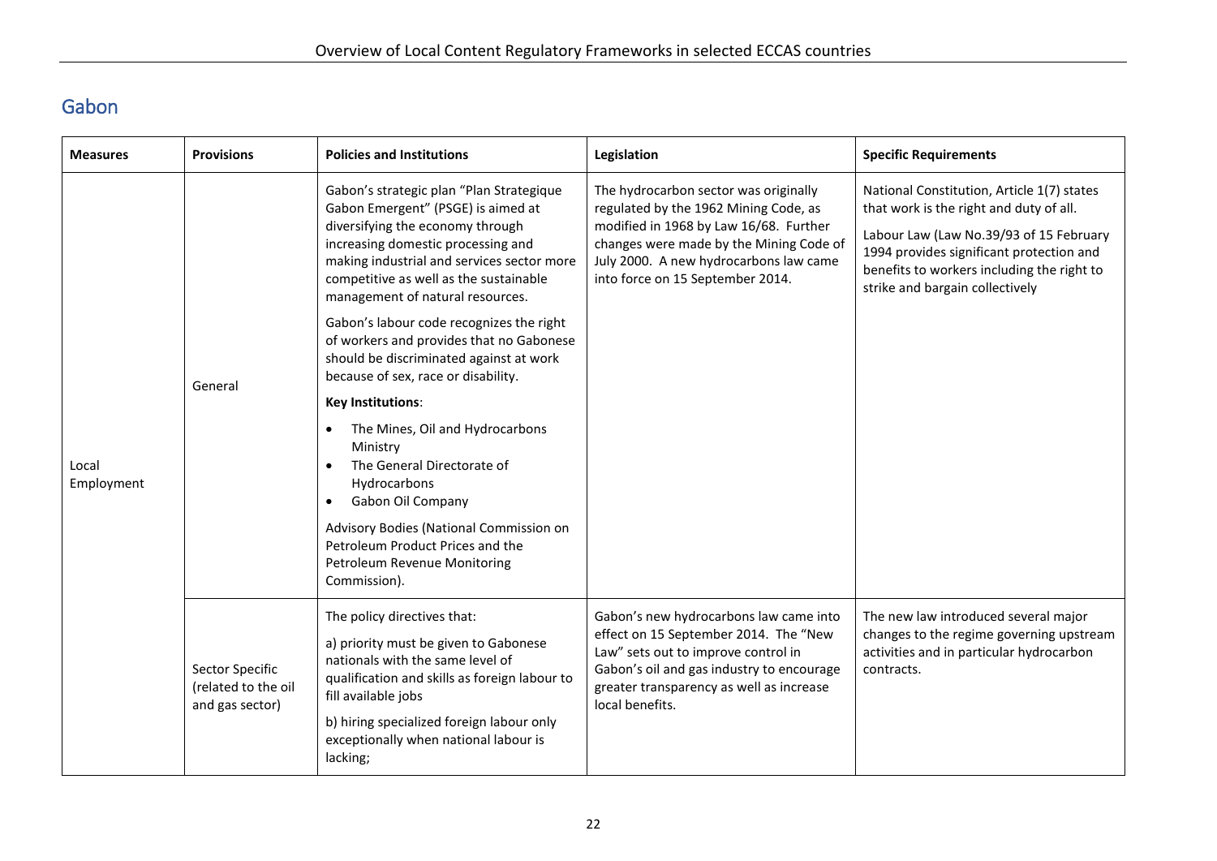## Gabon

| Measures | Provisions | Policies and Institutions | Legislation | Specific Requirements |
|---|---|---|---|---|
| Local Employment | General | Gabon's strategic plan "Plan Strategique Gabon Emergent" (PSGE) is aimed at diversifying the economy through increasing domestic processing and making industrial and services sector more competitive as well as the sustainable management of natural resources.<br><br>Gabon's labour code recognizes the right of workers and provides that no Gabonese should be discriminated against at work because of sex, race or disability.<br><br>**Key Institutions**:<br><br>• The Mines, Oil and Hydrocarbons Ministry<br>• The General Directorate of Hydrocarbons<br>• Gabon Oil Company<br><br>Advisory Bodies (National Commission on Petroleum Product Prices and the Petroleum Revenue Monitoring Commission). | The hydrocarbon sector was originally regulated by the 1962 Mining Code, as modified in 1968 by Law 16/68. Further changes were made by the Mining Code of July 2000. A new hydrocarbons law came into force on 15 September 2014. | National Constitution, Article 1(7) states that work is the right and duty of all.<br><br>Labour Law (Law No.39/93 of 15 February 1994 provides significant protection and benefits to workers including the right to strike and bargain collectively |
| | Sector Specific (related to the oil and gas sector) | The policy directives that:<br><br>a) priority must be given to Gabonese nationals with the same level of qualification and skills as foreign labour to fill available jobs<br><br>b) hiring specialized foreign labour only exceptionally when national labour is lacking; | Gabon's new hydrocarbons law came into effect on 15 September 2014. The "New Law" sets out to improve control in Gabon's oil and gas industry to encourage greater transparency as well as increase local benefits. | The new law introduced several major changes to the regime governing upstream activities and in particular hydrocarbon contracts. |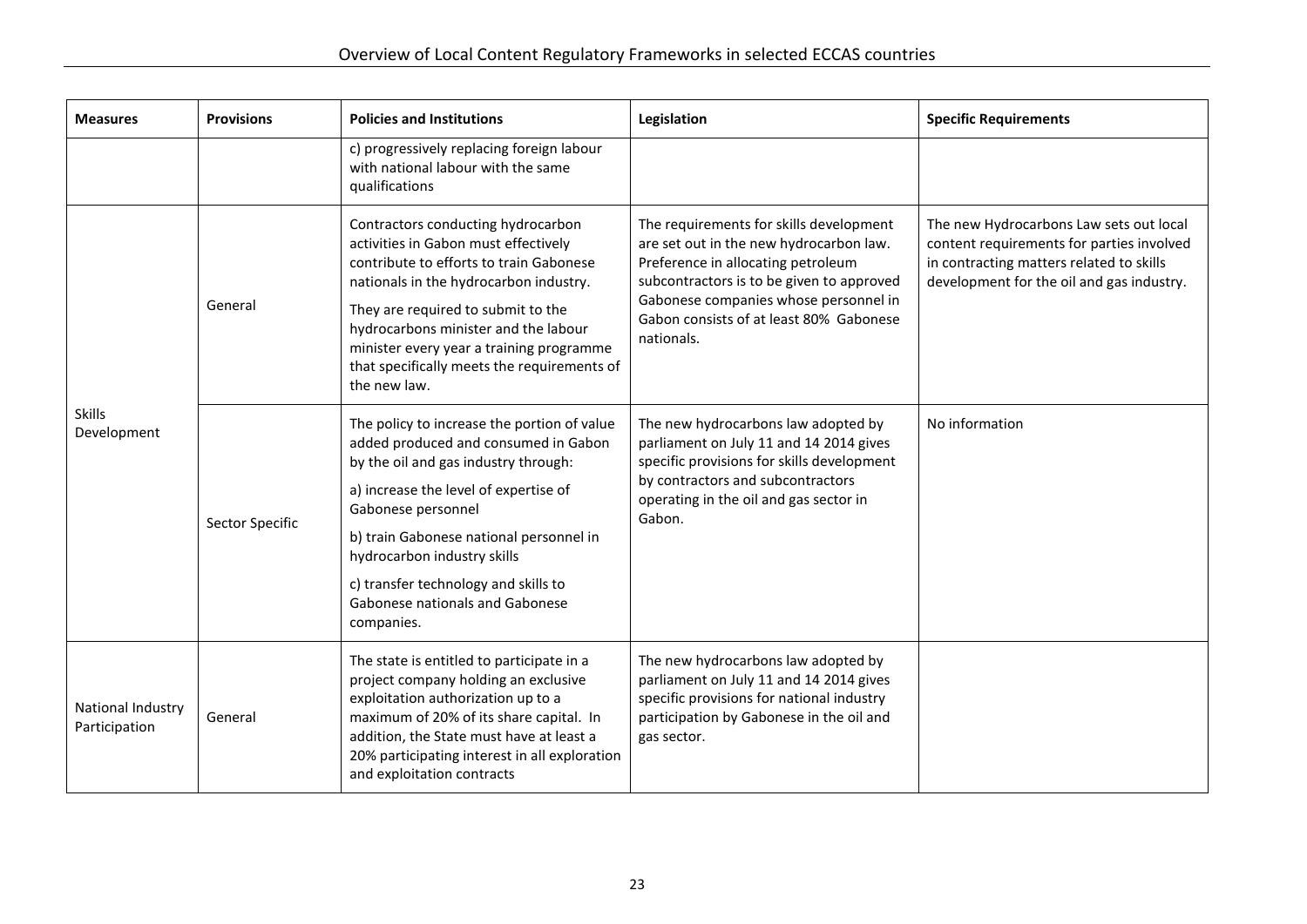| Measures | Provisions | Policies and Institutions | Legislation | Specific Requirements |
|---|---|---|---|---|
| | | c) progressively replacing foreign labour with national labour with the same qualifications | | |
| Skills Development | General | Contractors conducting hydrocarbon activities in Gabon must effectively contribute to efforts to train Gabonese nationals in the hydrocarbon industry. They are required to submit to the hydrocarbons minister and the labour minister every year a training programme that specifically meets the requirements of the new law. | The requirements for skills development are set out in the new hydrocarbon law. Preference in allocating petroleum subcontractors is to be given to approved Gabonese companies whose personnel in Gabon consists of at least 80% Gabonese nationals. | The new Hydrocarbons Law sets out local content requirements for parties involved in contracting matters related to skills development for the oil and gas industry. |
| | Sector Specific | The policy to increase the portion of value added produced and consumed in Gabon by the oil and gas industry through: a) increase the level of expertise of Gabonese personnel b) train Gabonese national personnel in hydrocarbon industry skills c) transfer technology and skills to Gabonese nationals and Gabonese companies. | The new hydrocarbons law adopted by parliament on July 11 and 14 2014 gives specific provisions for skills development by contractors and subcontractors operating in the oil and gas sector in Gabon. | No information |
| National Industry Participation | General | The state is entitled to participate in a project company holding an exclusive exploitation authorization up to a maximum of 20% of its share capital. In addition, the State must have at least a 20% participating interest in all exploration and exploitation contracts | The new hydrocarbons law adopted by parliament on July 11 and 14 2014 gives specific provisions for national industry participation by Gabonese in the oil and gas sector. | |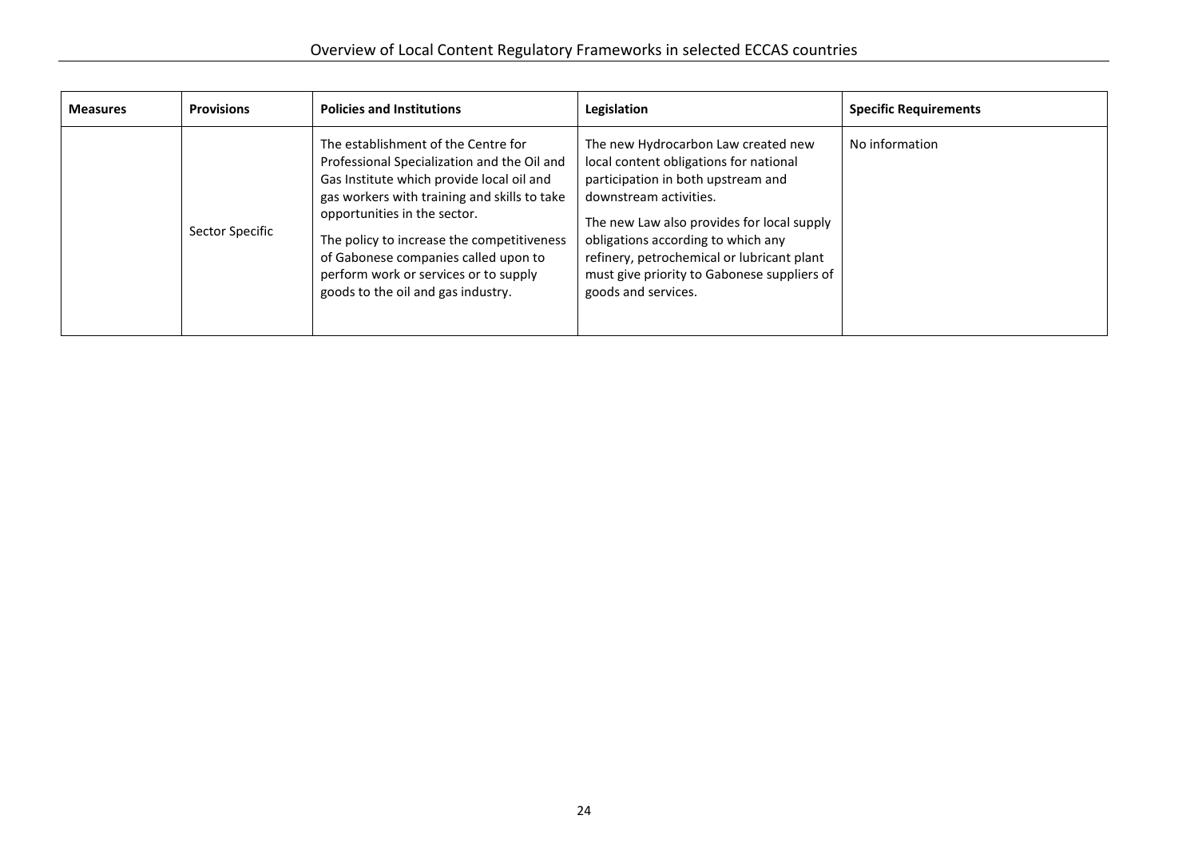| Measures | Provisions | Policies and Institutions | Legislation | Specific Requirements |
|---|---|---|---|---|
| | Sector Specific | The establishment of the Centre for Professional Specialization and the Oil and Gas Institute which provide local oil and gas workers with training and skills to take opportunities in the sector.<br><br>The policy to increase the competitiveness of Gabonese companies called upon to perform work or services or to supply goods to the oil and gas industry. | The new Hydrocarbon Law created new local content obligations for national participation in both upstream and downstream activities.<br><br>The new Law also provides for local supply obligations according to which any refinery, petrochemical or lubricant plant must give priority to Gabonese suppliers of goods and services. | No information |